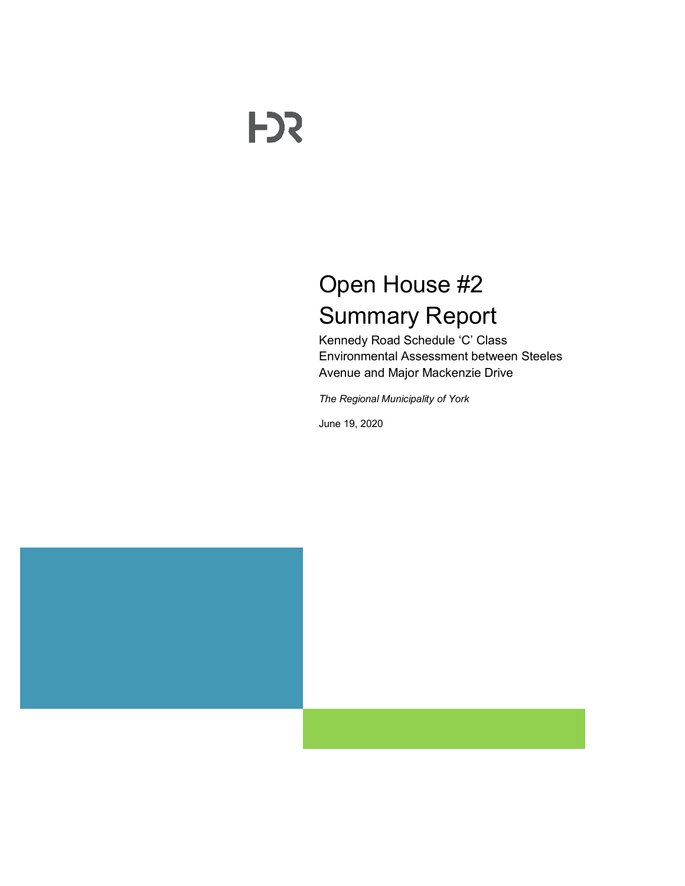HDR

# Open House #2 Summary Report

Kennedy Road Schedule 'C' Class Environmental Assessment between Steeles Avenue and Major Mackenzie Drive

*The Regional Municipality of York*

June 19, 2020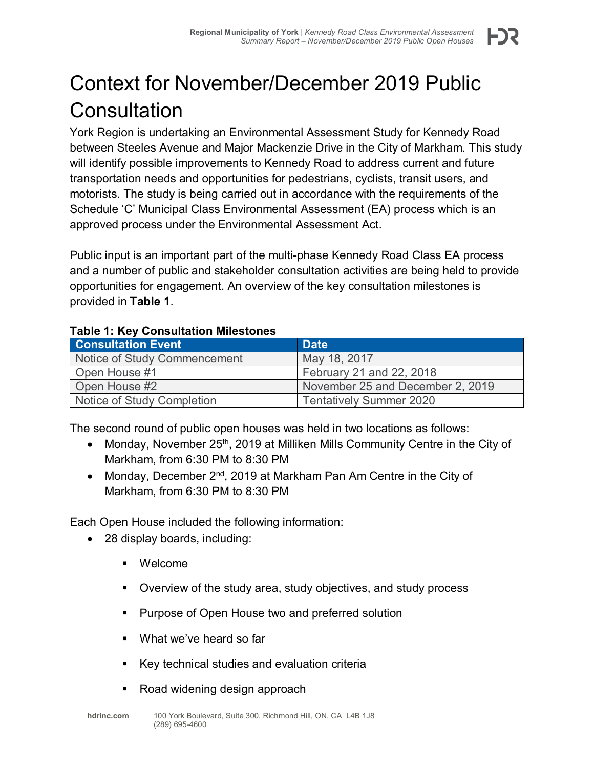# Context for November/December 2019 Public Consultation

York Region is undertaking an Environmental Assessment Study for Kennedy Road between Steeles Avenue and Major Mackenzie Drive in the City of Markham. This study will identify possible improvements to Kennedy Road to address current and future transportation needs and opportunities for pedestrians, cyclists, transit users, and motorists. The study is being carried out in accordance with the requirements of the Schedule 'C' Municipal Class Environmental Assessment (EA) process which is an approved process under the Environmental Assessment Act.

Public input is an important part of the multi-phase Kennedy Road Class EA process and a number of public and stakeholder consultation activities are being held to provide opportunities for engagement. An overview of the key consultation milestones is provided in **Table 1**.

**Table 1: Key Consultation Milestones**

| Consultation Event | Date |
|---|---|
| Notice of Study Commencement | May 18, 2017 |
| Open House #1 | February 21 and 22, 2018 |
| Open House #2 | November 25 and December 2, 2019 |
| Notice of Study Completion | Tentatively Summer 2020 |

The second round of public open houses was held in two locations as follows:

- Monday, November 25th, 2019 at Milliken Mills Community Centre in the City of Markham, from 6:30 PM to 8:30 PM
- Monday, December 2nd, 2019 at Markham Pan Am Centre in the City of Markham, from 6:30 PM to 8:30 PM

Each Open House included the following information:

- 28 display boards, including:
  - Welcome
  - Overview of the study area, study objectives, and study process
  - Purpose of Open House two and preferred solution
  - What we've heard so far
  - Key technical studies and evaluation criteria
  - Road widening design approach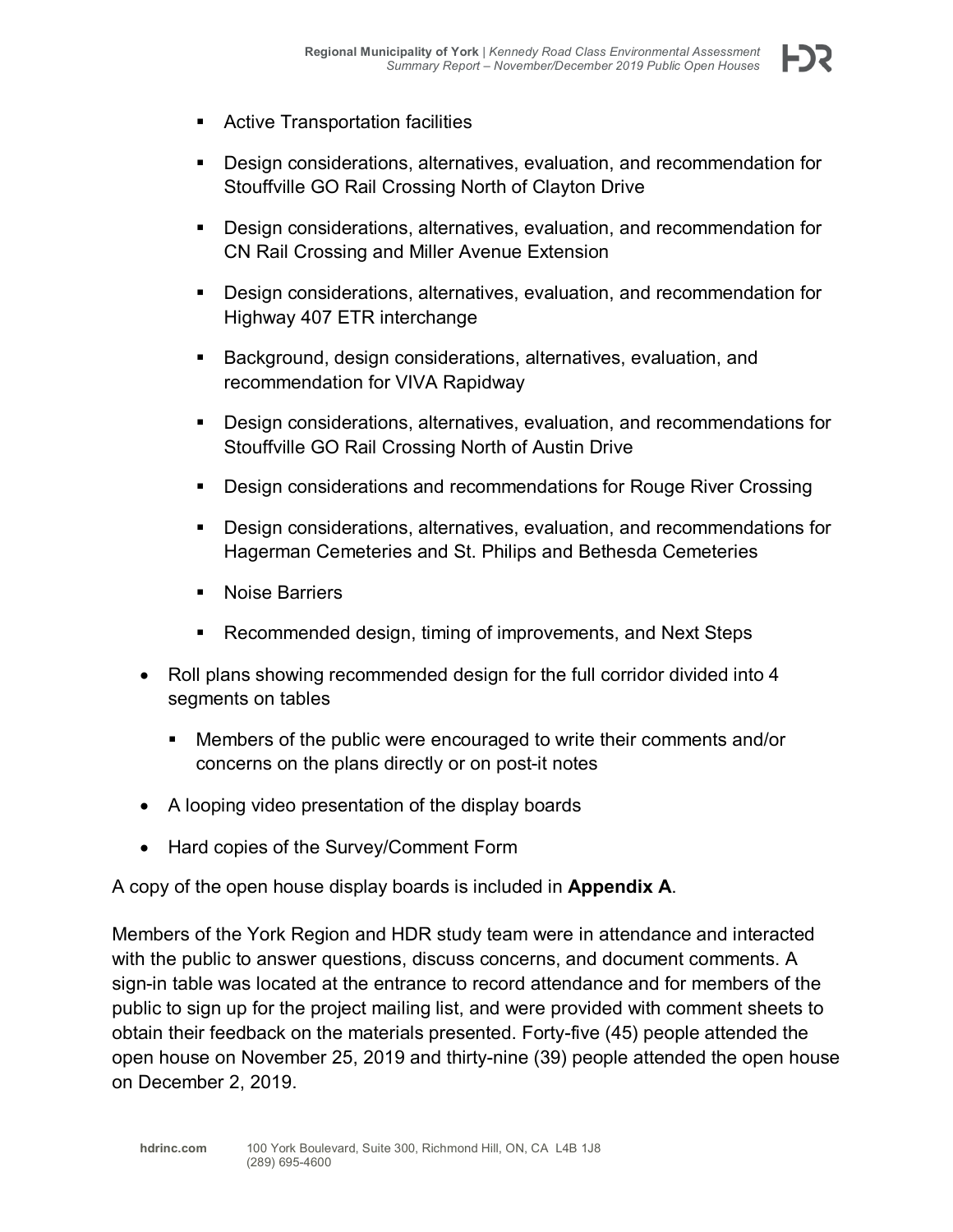- Active Transportation facilities
   - Design considerations, alternatives, evaluation, and recommendation for Stouffville GO Rail Crossing North of Clayton Drive
   - Design considerations, alternatives, evaluation, and recommendation for CN Rail Crossing and Miller Avenue Extension
   - Design considerations, alternatives, evaluation, and recommendation for Highway 407 ETR interchange
   - Background, design considerations, alternatives, evaluation, and recommendation for VIVA Rapidway
   - Design considerations, alternatives, evaluation, and recommendations for Stouffville GO Rail Crossing North of Austin Drive
   - Design considerations and recommendations for Rouge River Crossing
   - Design considerations, alternatives, evaluation, and recommendations for Hagerman Cemeteries and St. Philips and Bethesda Cemeteries
   - Noise Barriers
   - Recommended design, timing of improvements, and Next Steps

- Roll plans showing recommended design for the full corridor divided into 4 segments on tables
   - Members of the public were encouraged to write their comments and/or concerns on the plans directly or on post-it notes
- A looping video presentation of the display boards
- Hard copies of the Survey/Comment Form

A copy of the open house display boards is included in **Appendix A**.

Members of the York Region and HDR study team were in attendance and interacted with the public to answer questions, discuss concerns, and document comments. A sign-in table was located at the entrance to record attendance and for members of the public to sign up for the project mailing list, and were provided with comment sheets to obtain their feedback on the materials presented. Forty-five (45) people attended the open house on November 25, 2019 and thirty-nine (39) people attended the open house on December 2, 2019.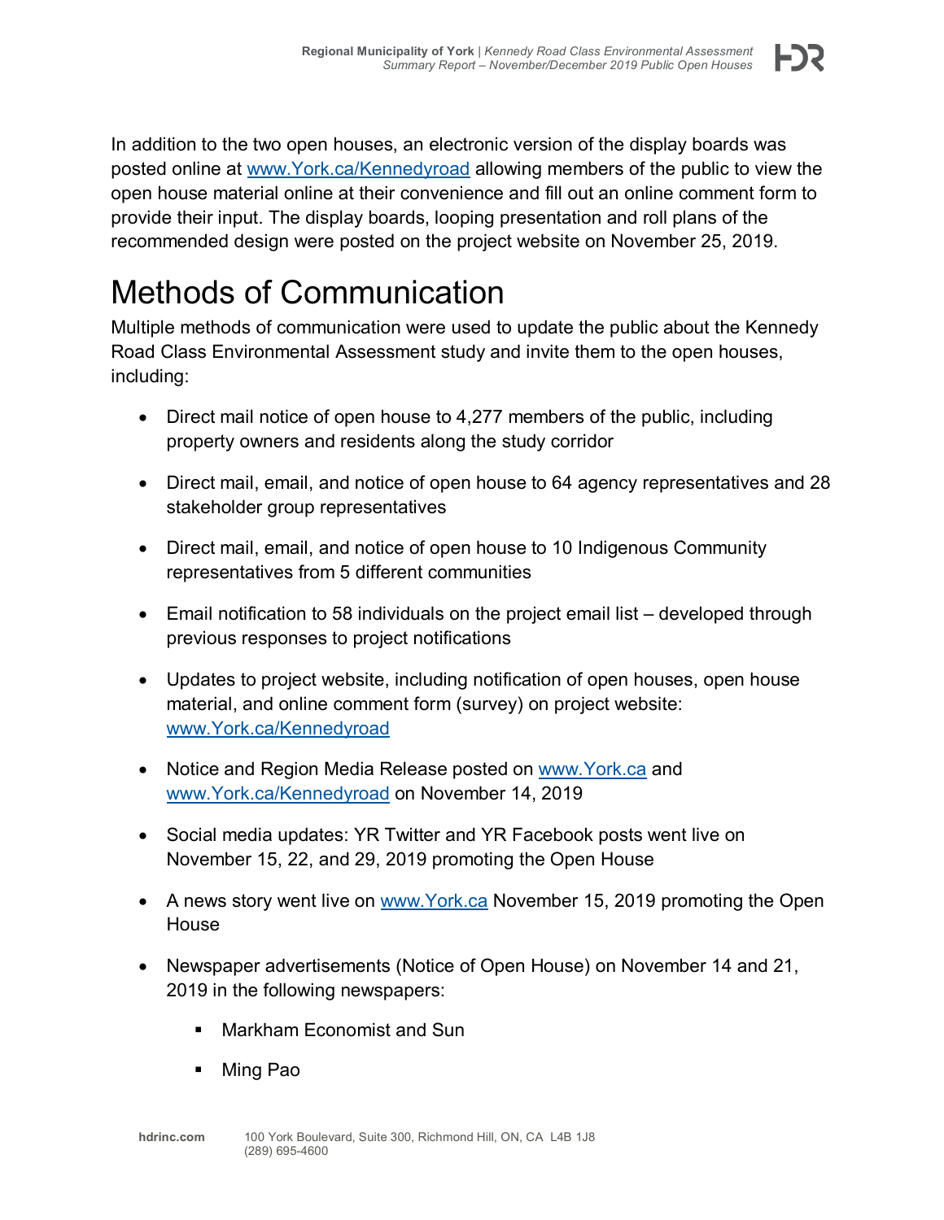In addition to the two open houses, an electronic version of the display boards was posted online at www.York.ca/Kennedyroad allowing members of the public to view the open house material online at their convenience and fill out an online comment form to provide their input. The display boards, looping presentation and roll plans of the recommended design were posted on the project website on November 25, 2019.

# Methods of Communication

Multiple methods of communication were used to update the public about the Kennedy Road Class Environmental Assessment study and invite them to the open houses, including:

- Direct mail notice of open house to 4,277 members of the public, including property owners and residents along the study corridor
- Direct mail, email, and notice of open house to 64 agency representatives and 28 stakeholder group representatives
- Direct mail, email, and notice of open house to 10 Indigenous Community representatives from 5 different communities
- Email notification to 58 individuals on the project email list – developed through previous responses to project notifications
- Updates to project website, including notification of open houses, open house material, and online comment form (survey) on project website: www.York.ca/Kennedyroad
- Notice and Region Media Release posted on www.York.ca and www.York.ca/Kennedyroad on November 14, 2019
- Social media updates: YR Twitter and YR Facebook posts went live on November 15, 22, and 29, 2019 promoting the Open House
- A news story went live on www.York.ca November 15, 2019 promoting the Open House
- Newspaper advertisements (Notice of Open House) on November 14 and 21, 2019 in the following newspapers:
  - Markham Economist and Sun
  - Ming Pao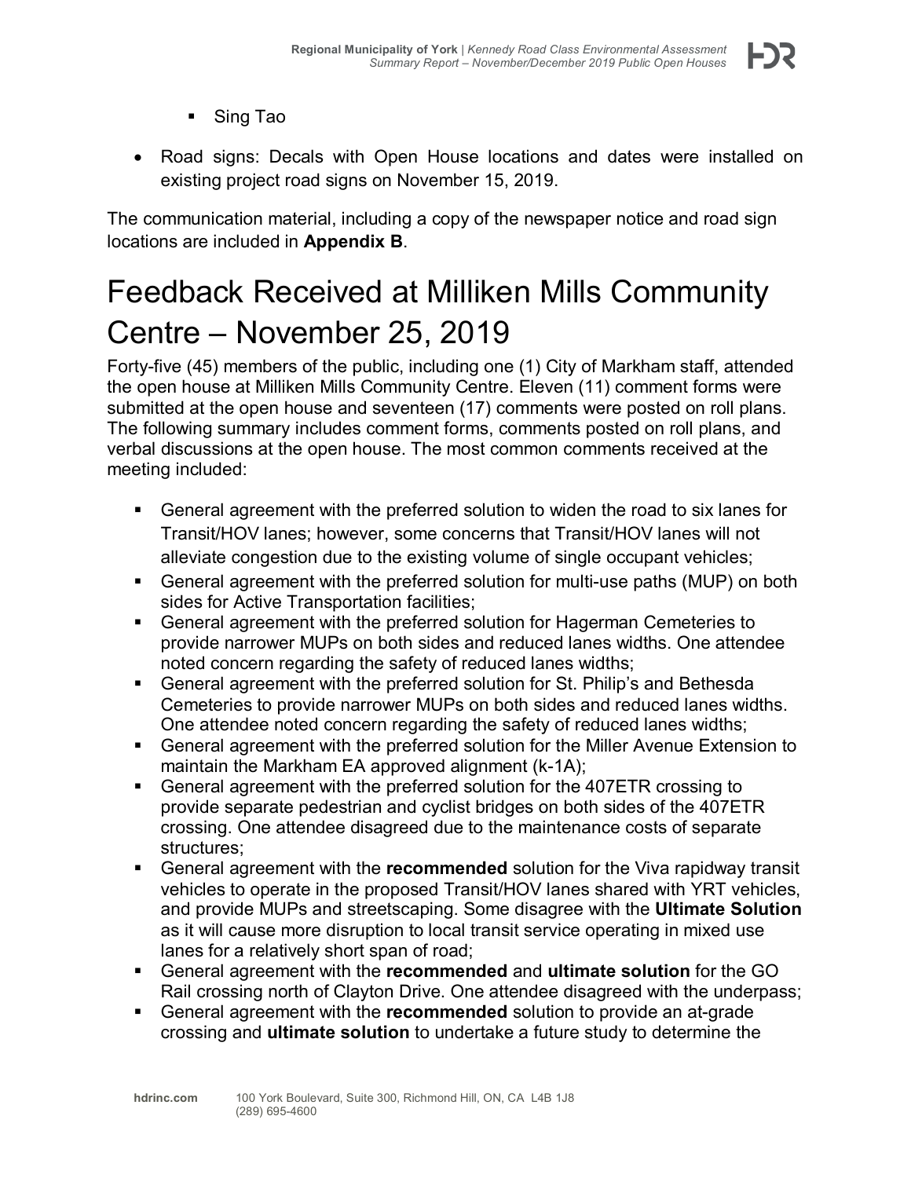- Sing Tao

- Road signs: Decals with Open House locations and dates were installed on existing project road signs on November 15, 2019.

The communication material, including a copy of the newspaper notice and road sign locations are included in **Appendix B**.

# Feedback Received at Milliken Mills Community Centre – November 25, 2019

Forty-five (45) members of the public, including one (1) City of Markham staff, attended the open house at Milliken Mills Community Centre. Eleven (11) comment forms were submitted at the open house and seventeen (17) comments were posted on roll plans. The following summary includes comment forms, comments posted on roll plans, and verbal discussions at the open house. The most common comments received at the meeting included:

- General agreement with the preferred solution to widen the road to six lanes for Transit/HOV lanes; however, some concerns that Transit/HOV lanes will not alleviate congestion due to the existing volume of single occupant vehicles;
- General agreement with the preferred solution for multi-use paths (MUP) on both sides for Active Transportation facilities;
- General agreement with the preferred solution for Hagerman Cemeteries to provide narrower MUPs on both sides and reduced lanes widths. One attendee noted concern regarding the safety of reduced lanes widths;
- General agreement with the preferred solution for St. Philip's and Bethesda Cemeteries to provide narrower MUPs on both sides and reduced lanes widths. One attendee noted concern regarding the safety of reduced lanes widths;
- General agreement with the preferred solution for the Miller Avenue Extension to maintain the Markham EA approved alignment (k-1A);
- General agreement with the preferred solution for the 407ETR crossing to provide separate pedestrian and cyclist bridges on both sides of the 407ETR crossing. One attendee disagreed due to the maintenance costs of separate structures;
- General agreement with the **recommended** solution for the Viva rapidway transit vehicles to operate in the proposed Transit/HOV lanes shared with YRT vehicles, and provide MUPs and streetscaping. Some disagree with the **Ultimate Solution** as it will cause more disruption to local transit service operating in mixed use lanes for a relatively short span of road;
- General agreement with the **recommended** and **ultimate solution** for the GO Rail crossing north of Clayton Drive. One attendee disagreed with the underpass;
- General agreement with the **recommended** solution to provide an at-grade crossing and **ultimate solution** to undertake a future study to determine the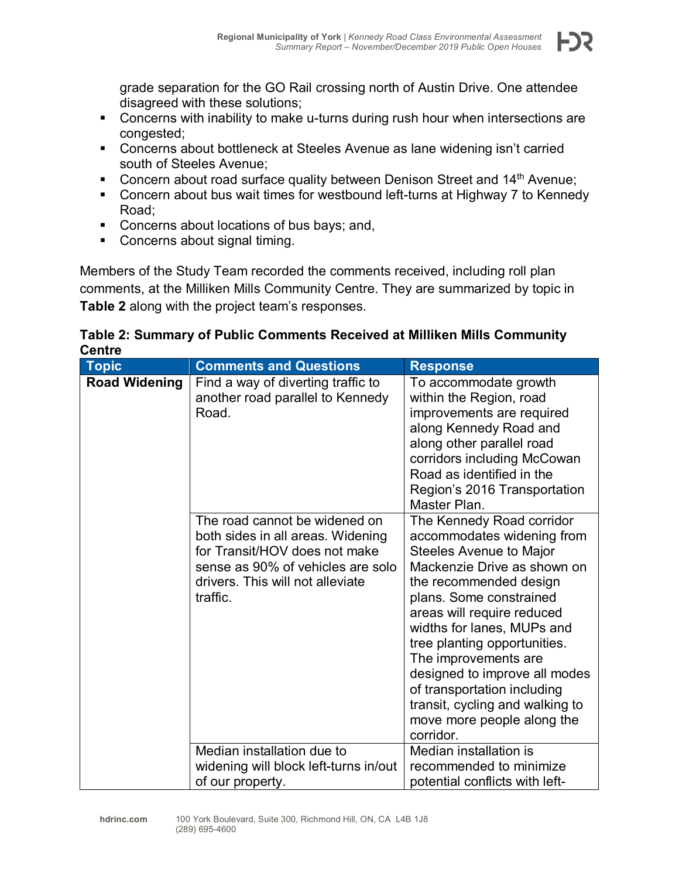grade separation for the GO Rail crossing north of Austin Drive. One attendee disagreed with these solutions;

- Concerns with inability to make u-turns during rush hour when intersections are congested;
- Concerns about bottleneck at Steeles Avenue as lane widening isn't carried south of Steeles Avenue;
- Concern about road surface quality between Denison Street and 14th Avenue;
- Concern about bus wait times for westbound left-turns at Highway 7 to Kennedy Road;
- Concerns about locations of bus bays; and,
- Concerns about signal timing.

Members of the Study Team recorded the comments received, including roll plan comments, at the Milliken Mills Community Centre. They are summarized by topic in **Table 2** along with the project team's responses.

**Table 2: Summary of Public Comments Received at Milliken Mills Community Centre**

| Topic | Comments and Questions | Response |
|---|---|---|
| **Road Widening** | Find a way of diverting traffic to another road parallel to Kennedy Road. | To accommodate growth within the Region, road improvements are required along Kennedy Road and along other parallel road corridors including McCowan Road as identified in the Region's 2016 Transportation Master Plan. |
| | The road cannot be widened on both sides in all areas. Widening for Transit/HOV does not make sense as 90% of vehicles are solo drivers. This will not alleviate traffic. | The Kennedy Road corridor accommodates widening from Steeles Avenue to Major Mackenzie Drive as shown on the recommended design plans. Some constrained areas will require reduced widths for lanes, MUPs and tree planting opportunities. The improvements are designed to improve all modes of transportation including transit, cycling and walking to move more people along the corridor. |
| | Median installation due to widening will block left-turns in/out of our property. | Median installation is recommended to minimize potential conflicts with left- |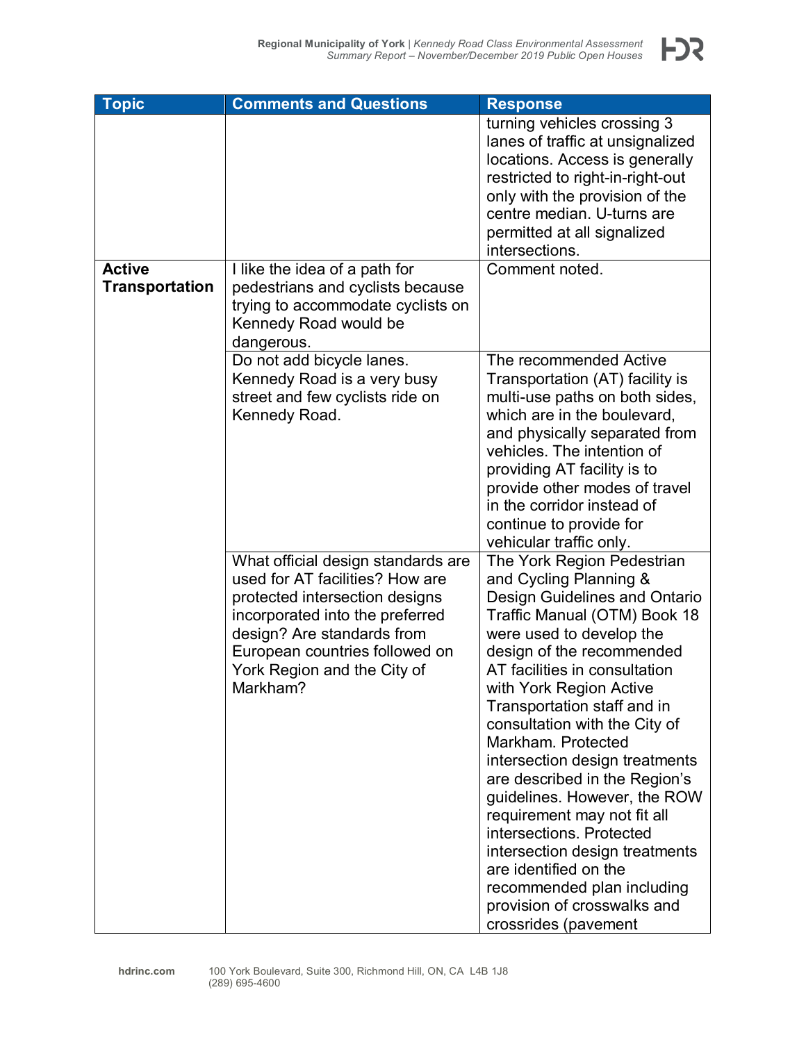| Topic | Comments and Questions | Response |
|---|---|---|
| | | turning vehicles crossing 3 lanes of traffic at unsignalized locations. Access is generally restricted to right-in-right-out only with the provision of the centre median. U-turns are permitted at all signalized intersections. |
| **Active Transportation** | I like the idea of a path for pedestrians and cyclists because trying to accommodate cyclists on Kennedy Road would be dangerous. | Comment noted. |
| | Do not add bicycle lanes. Kennedy Road is a very busy street and few cyclists ride on Kennedy Road. | The recommended Active Transportation (AT) facility is multi-use paths on both sides, which are in the boulevard, and physically separated from vehicles. The intention of providing AT facility is to provide other modes of travel in the corridor instead of continue to provide for vehicular traffic only. |
| | What official design standards are used for AT facilities? How are protected intersection designs incorporated into the preferred design? Are standards from European countries followed on York Region and the City of Markham? | The York Region Pedestrian and Cycling Planning & Design Guidelines and Ontario Traffic Manual (OTM) Book 18 were used to develop the design of the recommended AT facilities in consultation with York Region Active Transportation staff and in consultation with the City of Markham. Protected intersection design treatments are described in the Region's guidelines. However, the ROW requirement may not fit all intersections. Protected intersection design treatments are identified on the recommended plan including provision of crosswalks and crossrides (pavement |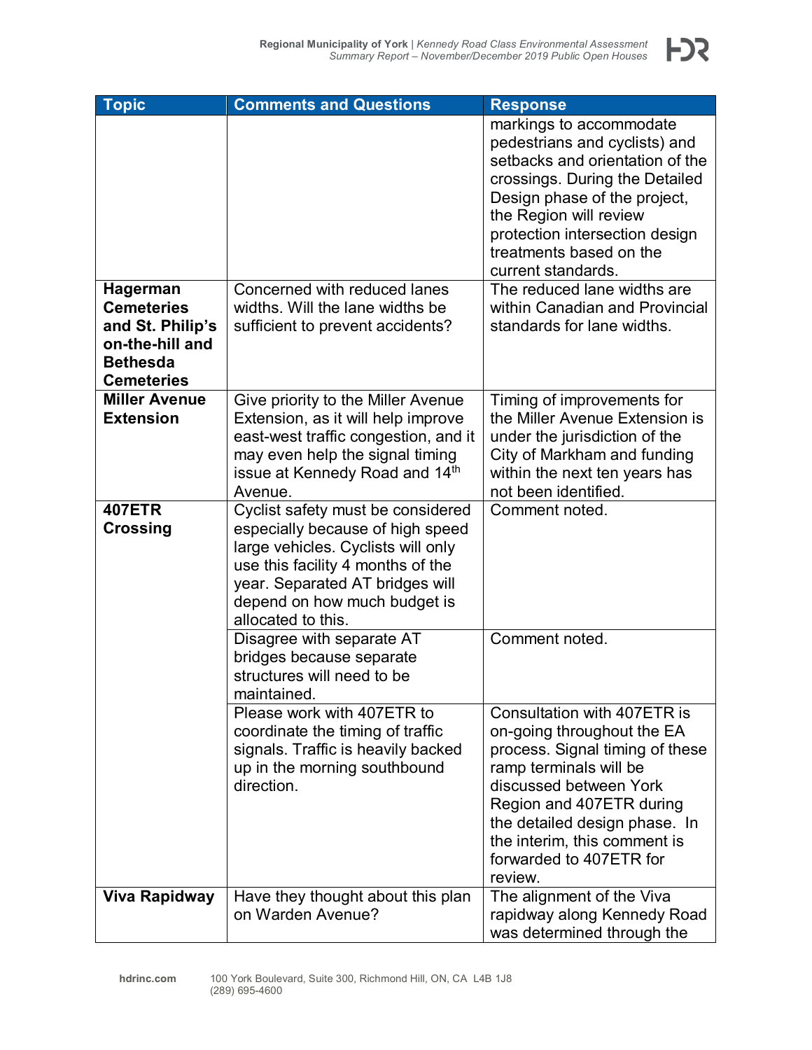| Topic | Comments and Questions | Response |
| --- | --- | --- |
| | | markings to accommodate pedestrians and cyclists) and setbacks and orientation of the crossings. During the Detailed Design phase of the project, the Region will review protection intersection design treatments based on the current standards. |
| **Hagerman Cemeteries and St. Philip's on-the-hill and Bethesda Cemeteries** | Concerned with reduced lanes widths. Will the lane widths be sufficient to prevent accidents? | The reduced lane widths are within Canadian and Provincial standards for lane widths. |
| **Miller Avenue Extension** | Give priority to the Miller Avenue Extension, as it will help improve east-west traffic congestion, and it may even help the signal timing issue at Kennedy Road and 14th Avenue. | Timing of improvements for the Miller Avenue Extension is under the jurisdiction of the City of Markham and funding within the next ten years has not been identified. |
| **407ETR Crossing** | Cyclist safety must be considered especially because of high speed large vehicles. Cyclists will only use this facility 4 months of the year. Separated AT bridges will depend on how much budget is allocated to this. | Comment noted. |
| | Disagree with separate AT bridges because separate structures will need to be maintained. | Comment noted. |
| | Please work with 407ETR to coordinate the timing of traffic signals. Traffic is heavily backed up in the morning southbound direction. | Consultation with 407ETR is on-going throughout the EA process. Signal timing of these ramp terminals will be discussed between York Region and 407ETR during the detailed design phase. In the interim, this comment is forwarded to 407ETR for review. |
| **Viva Rapidway** | Have they thought about this plan on Warden Avenue? | The alignment of the Viva rapidway along Kennedy Road was determined through the |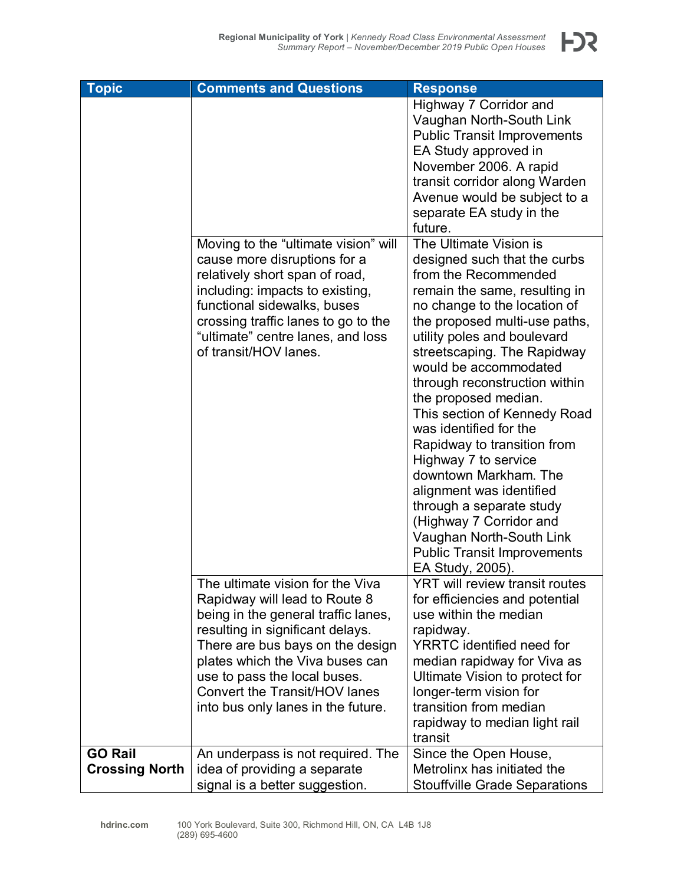| Topic | Comments and Questions | Response |
| --- | --- | --- |
| | | Highway 7 Corridor and Vaughan North-South Link Public Transit Improvements EA Study approved in November 2006. A rapid transit corridor along Warden Avenue would be subject to a separate EA study in the future. |
| | Moving to the "ultimate vision" will cause more disruptions for a relatively short span of road, including: impacts to existing, functional sidewalks, buses crossing traffic lanes to go to the "ultimate" centre lanes, and loss of transit/HOV lanes. | The Ultimate Vision is designed such that the curbs from the Recommended remain the same, resulting in no change to the location of the proposed multi-use paths, utility poles and boulevard streetscaping. The Rapidway would be accommodated through reconstruction within the proposed median. This section of Kennedy Road was identified for the Rapidway to transition from Highway 7 to service downtown Markham. The alignment was identified through a separate study (Highway 7 Corridor and Vaughan North-South Link Public Transit Improvements EA Study, 2005). |
| | The ultimate vision for the Viva Rapidway will lead to Route 8 being in the general traffic lanes, resulting in significant delays. There are bus bays on the design plates which the Viva buses can use to pass the local buses. Convert the Transit/HOV lanes into bus only lanes in the future. | YRT will review transit routes for efficiencies and potential use within the median rapidway. YRRTC identified need for median rapidway for Viva as Ultimate Vision to protect for longer-term vision for transition from median rapidway to median light rail transit |
| **GO Rail Crossing North** | An underpass is not required. The idea of providing a separate signal is a better suggestion. | Since the Open House, Metrolinx has initiated the Stouffville Grade Separations |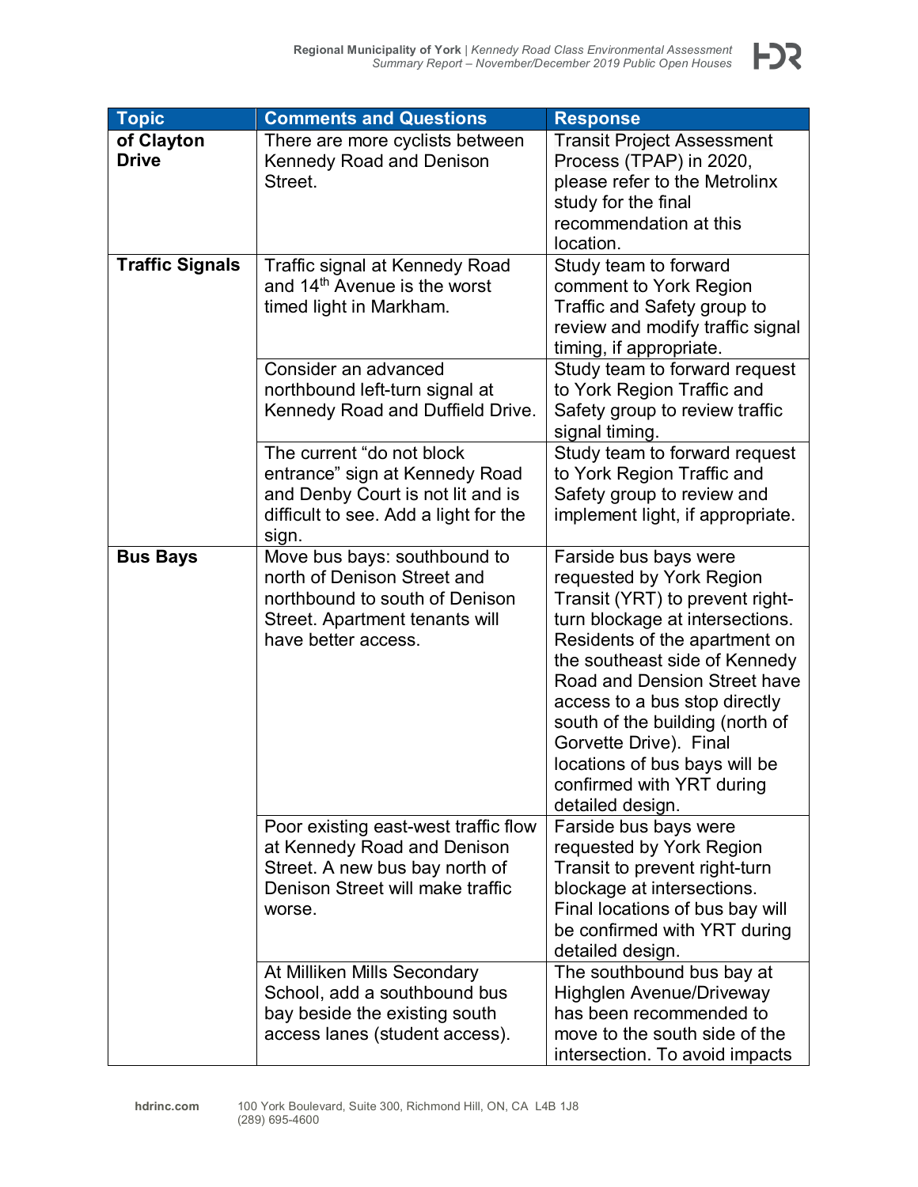| Topic | Comments and Questions | Response |
| --- | --- | --- |
| **of Clayton Drive** | There are more cyclists between Kennedy Road and Denison Street. | Transit Project Assessment Process (TPAP) in 2020, please refer to the Metrolinx study for the final recommendation at this location. |
| **Traffic Signals** | Traffic signal at Kennedy Road and 14th Avenue is the worst timed light in Markham. | Study team to forward comment to York Region Traffic and Safety group to review and modify traffic signal timing, if appropriate. |
| | Consider an advanced northbound left-turn signal at Kennedy Road and Duffield Drive. | Study team to forward request to York Region Traffic and Safety group to review traffic signal timing. |
| | The current "do not block entrance" sign at Kennedy Road and Denby Court is not lit and is difficult to see. Add a light for the sign. | Study team to forward request to York Region Traffic and Safety group to review and implement light, if appropriate. |
| **Bus Bays** | Move bus bays: southbound to north of Denison Street and northbound to south of Denison Street. Apartment tenants will have better access. | Farside bus bays were requested by York Region Transit (YRT) to prevent right-turn blockage at intersections. Residents of the apartment on the southeast side of Kennedy Road and Dension Street have access to a bus stop directly south of the building (north of Gorvette Drive). Final locations of bus bays will be confirmed with YRT during detailed design. |
| | Poor existing east-west traffic flow at Kennedy Road and Denison Street. A new bus bay north of Denison Street will make traffic worse. | Farside bus bays were requested by York Region Transit to prevent right-turn blockage at intersections. Final locations of bus bay will be confirmed with YRT during detailed design. |
| | At Milliken Mills Secondary School, add a southbound bus bay beside the existing south access lanes (student access). | The southbound bus bay at Highglen Avenue/Driveway has been recommended to move to the south side of the intersection. To avoid impacts |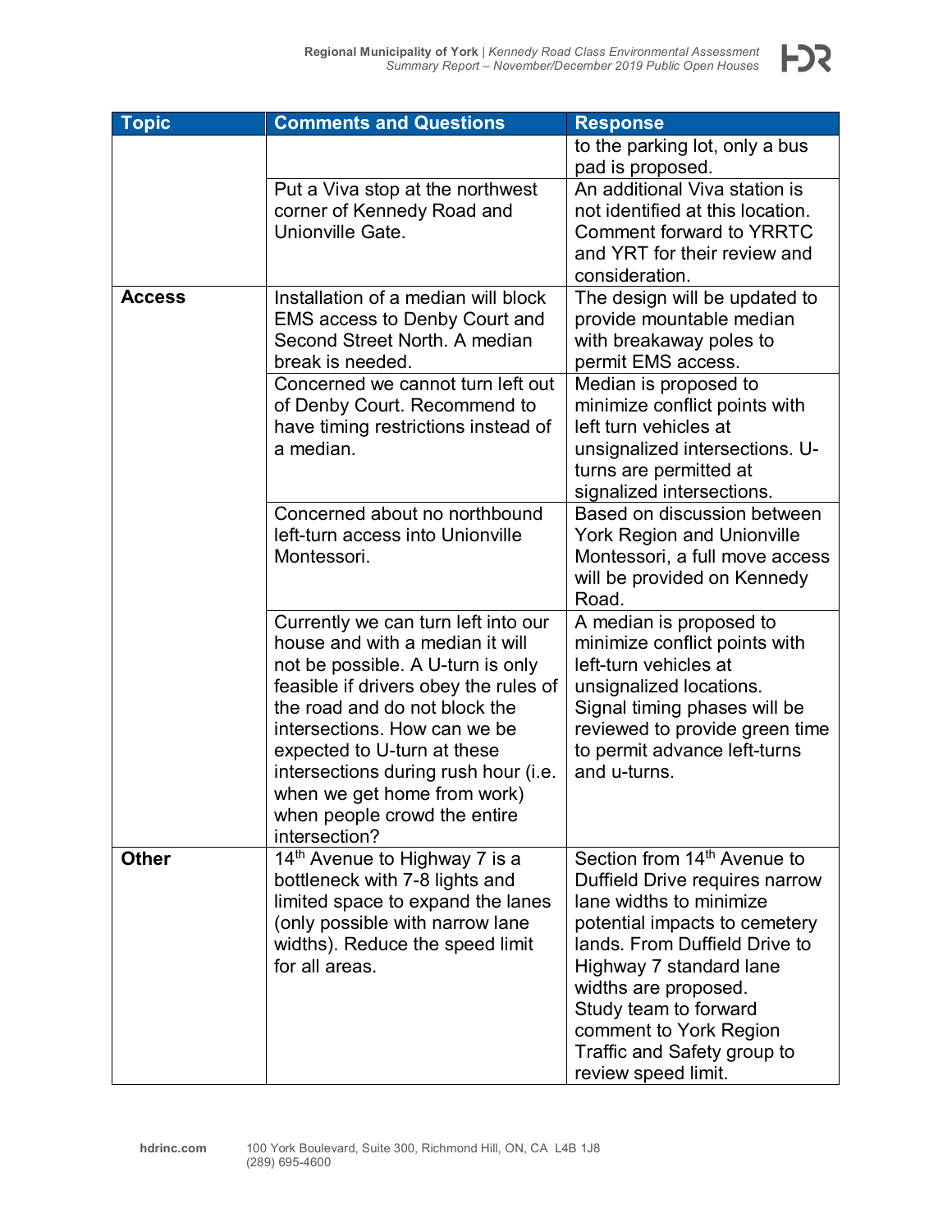| Topic | Comments and Questions | Response |
| --- | --- | --- |
| | | to the parking lot, only a bus pad is proposed. |
| | Put a Viva stop at the northwest corner of Kennedy Road and Unionville Gate. | An additional Viva station is not identified at this location. Comment forward to YRRTC and YRT for their review and consideration. |
| **Access** | Installation of a median will block EMS access to Denby Court and Second Street North. A median break is needed. | The design will be updated to provide mountable median with breakaway poles to permit EMS access. |
| | Concerned we cannot turn left out of Denby Court. Recommend to have timing restrictions instead of a median. | Median is proposed to minimize conflict points with left turn vehicles at unsignalized intersections. U-turns are permitted at signalized intersections. |
| | Concerned about no northbound left-turn access into Unionville Montessori. | Based on discussion between York Region and Unionville Montessori, a full move access will be provided on Kennedy Road. |
| | Currently we can turn left into our house and with a median it will not be possible. A U-turn is only feasible if drivers obey the rules of the road and do not block the intersections. How can we be expected to U-turn at these intersections during rush hour (i.e. when we get home from work) when people crowd the entire intersection? | A median is proposed to minimize conflict points with left-turn vehicles at unsignalized locations. Signal timing phases will be reviewed to provide green time to permit advance left-turns and u-turns. |
| **Other** | 14th Avenue to Highway 7 is a bottleneck with 7-8 lights and limited space to expand the lanes (only possible with narrow lane widths). Reduce the speed limit for all areas. | Section from 14th Avenue to Duffield Drive requires narrow lane widths to minimize potential impacts to cemetery lands. From Duffield Drive to Highway 7 standard lane widths are proposed. Study team to forward comment to York Region Traffic and Safety group to review speed limit. |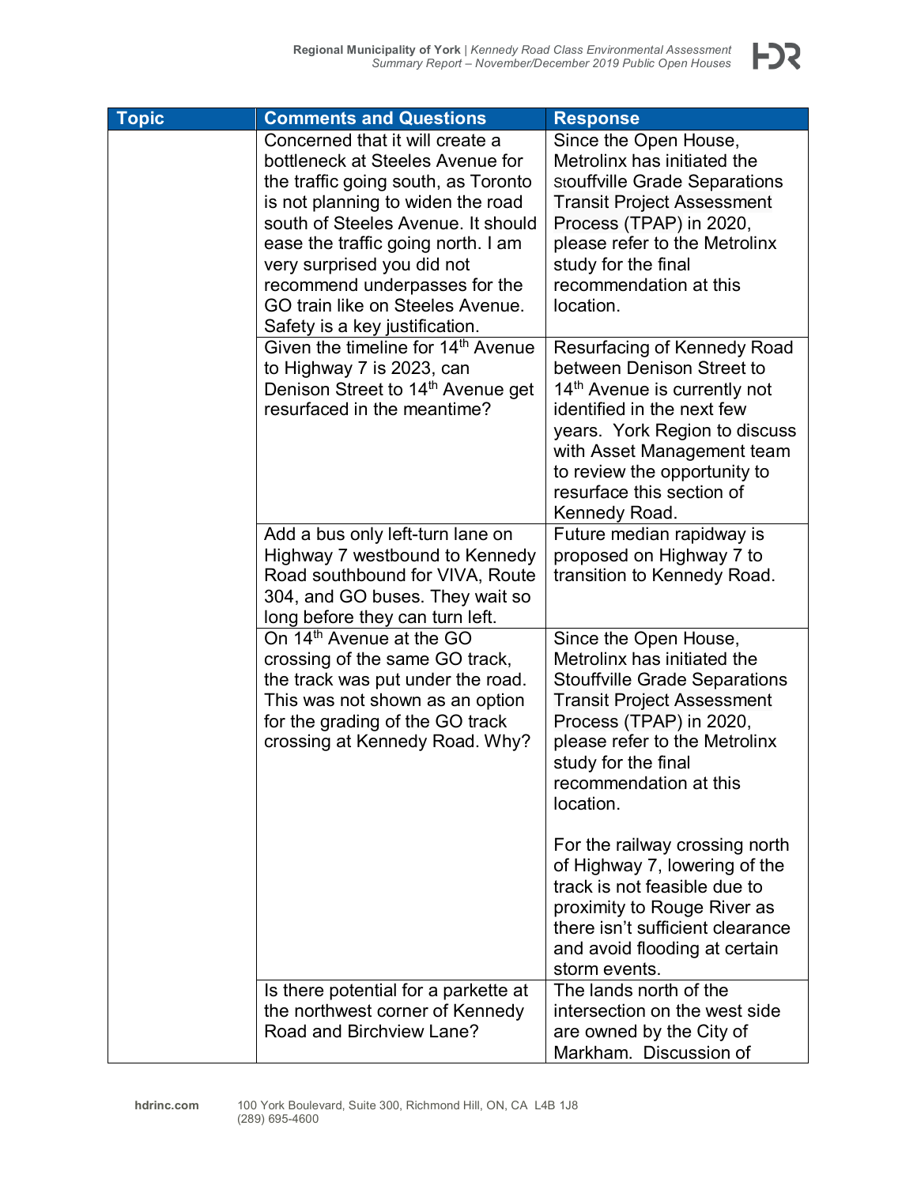| Topic | Comments and Questions | Response |
| --- | --- | --- |
| | Concerned that it will create a bottleneck at Steeles Avenue for the traffic going south, as Toronto is not planning to widen the road south of Steeles Avenue. It should ease the traffic going north. I am very surprised you did not recommend underpasses for the GO train like on Steeles Avenue. Safety is a key justification. | Since the Open House, Metrolinx has initiated the Stouffville Grade Separations Transit Project Assessment Process (TPAP) in 2020, please refer to the Metrolinx study for the final recommendation at this location. |
| | Given the timeline for 14th Avenue to Highway 7 is 2023, can Denison Street to 14th Avenue get resurfaced in the meantime? | Resurfacing of Kennedy Road between Denison Street to 14th Avenue is currently not identified in the next few years. York Region to discuss with Asset Management team to review the opportunity to resurface this section of Kennedy Road. |
| | Add a bus only left-turn lane on Highway 7 westbound to Kennedy Road southbound for VIVA, Route 304, and GO buses. They wait so long before they can turn left. | Future median rapidway is proposed on Highway 7 to transition to Kennedy Road. |
| | On 14th Avenue at the GO crossing of the same GO track, the track was put under the road. This was not shown as an option for the grading of the GO track crossing at Kennedy Road. Why? | Since the Open House, Metrolinx has initiated the Stouffville Grade Separations Transit Project Assessment Process (TPAP) in 2020, please refer to the Metrolinx study for the final recommendation at this location.<br><br>For the railway crossing north of Highway 7, lowering of the track is not feasible due to proximity to Rouge River as there isn't sufficient clearance and avoid flooding at certain storm events. |
| | Is there potential for a parkette at the northwest corner of Kennedy Road and Birchview Lane? | The lands north of the intersection on the west side are owned by the City of Markham. Discussion of |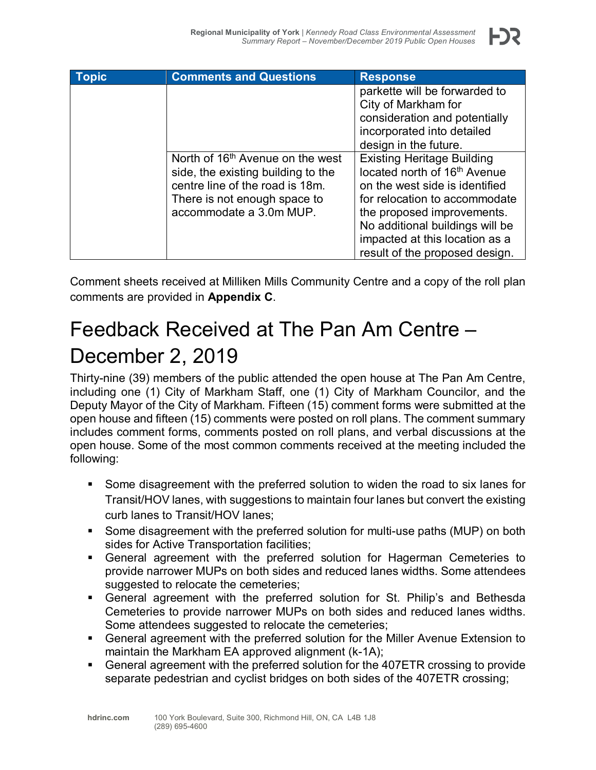| Topic | Comments and Questions | Response |
| --- | --- | --- |
| | | parkette will be forwarded to City of Markham for consideration and potentially incorporated into detailed design in the future. |
| | North of 16th Avenue on the west side, the existing building to the centre line of the road is 18m. There is not enough space to accommodate a 3.0m MUP. | Existing Heritage Building located north of 16th Avenue on the west side is identified for relocation to accommodate the proposed improvements. No additional buildings will be impacted at this location as a result of the proposed design. |

Comment sheets received at Milliken Mills Community Centre and a copy of the roll plan comments are provided in **Appendix C**.

# Feedback Received at The Pan Am Centre – December 2, 2019

Thirty-nine (39) members of the public attended the open house at The Pan Am Centre, including one (1) City of Markham Staff, one (1) City of Markham Councilor, and the Deputy Mayor of the City of Markham. Fifteen (15) comment forms were submitted at the open house and fifteen (15) comments were posted on roll plans. The comment summary includes comment forms, comments posted on roll plans, and verbal discussions at the open house. Some of the most common comments received at the meeting included the following:

- Some disagreement with the preferred solution to widen the road to six lanes for Transit/HOV lanes, with suggestions to maintain four lanes but convert the existing curb lanes to Transit/HOV lanes;
- Some disagreement with the preferred solution for multi-use paths (MUP) on both sides for Active Transportation facilities;
- General agreement with the preferred solution for Hagerman Cemeteries to provide narrower MUPs on both sides and reduced lanes widths. Some attendees suggested to relocate the cemeteries;
- General agreement with the preferred solution for St. Philip's and Bethesda Cemeteries to provide narrower MUPs on both sides and reduced lanes widths. Some attendees suggested to relocate the cemeteries;
- General agreement with the preferred solution for the Miller Avenue Extension to maintain the Markham EA approved alignment (k-1A);
- General agreement with the preferred solution for the 407ETR crossing to provide separate pedestrian and cyclist bridges on both sides of the 407ETR crossing;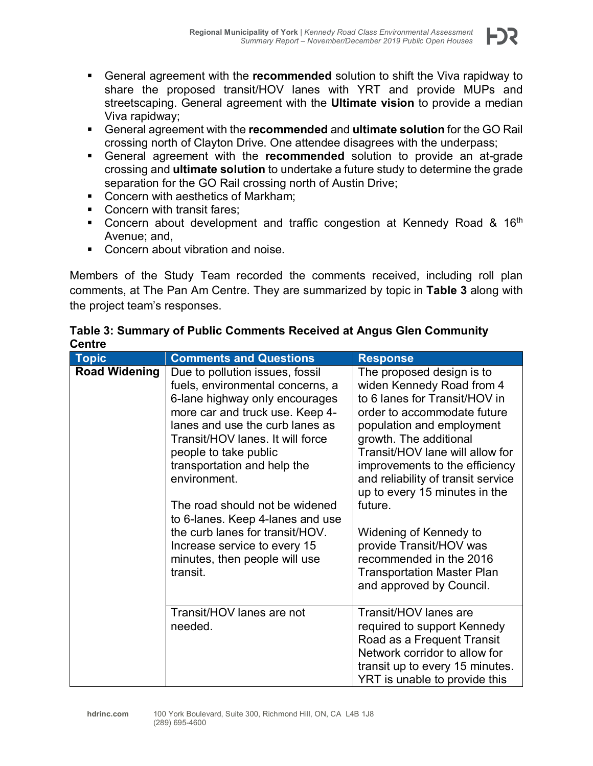- General agreement with the **recommended** solution to shift the Viva rapidway to share the proposed transit/HOV lanes with YRT and provide MUPs and streetscaping. General agreement with the **Ultimate vision** to provide a median Viva rapidway;
- General agreement with the **recommended** and **ultimate solution** for the GO Rail crossing north of Clayton Drive. One attendee disagrees with the underpass;
- General agreement with the **recommended** solution to provide an at-grade crossing and **ultimate solution** to undertake a future study to determine the grade separation for the GO Rail crossing north of Austin Drive;
- Concern with aesthetics of Markham;
- Concern with transit fares;
- Concern about development and traffic congestion at Kennedy Road & 16th Avenue; and,
- Concern about vibration and noise.

Members of the Study Team recorded the comments received, including roll plan comments, at The Pan Am Centre. They are summarized by topic in **Table 3** along with the project team's responses.

**Table 3: Summary of Public Comments Received at Angus Glen Community Centre**

| Topic | Comments and Questions | Response |
|---|---|---|
| **Road Widening** | Due to pollution issues, fossil fuels, environmental concerns, a 6-lane highway only encourages more car and truck use. Keep 4-lanes and use the curb lanes as Transit/HOV lanes. It will force people to take public transportation and help the environment.<br><br>The road should not be widened to 6-lanes. Keep 4-lanes and use the curb lanes for transit/HOV. Increase service to every 15 minutes, then people will use transit. | The proposed design is to widen Kennedy Road from 4 to 6 lanes for Transit/HOV in order to accommodate future population and employment growth. The additional Transit/HOV lane will allow for improvements to the efficiency and reliability of transit service up to every 15 minutes in the future.<br><br>Widening of Kennedy to provide Transit/HOV was recommended in the 2016 Transportation Master Plan and approved by Council. |
| | Transit/HOV lanes are not needed. | Transit/HOV lanes are required to support Kennedy Road as a Frequent Transit Network corridor to allow for transit up to every 15 minutes. YRT is unable to provide this |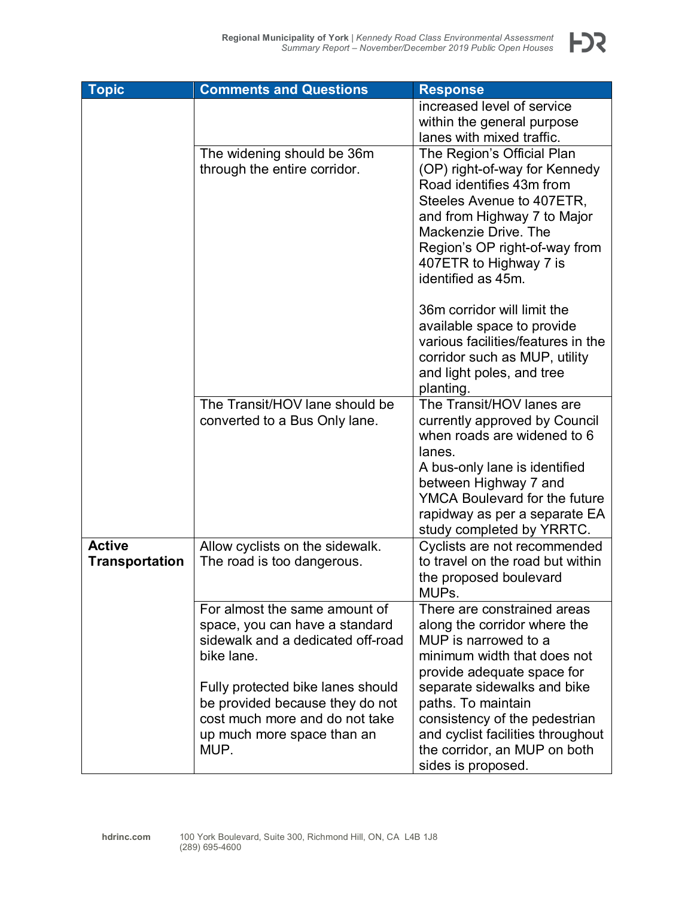| Topic | Comments and Questions | Response |
|---|---|---|
| | | increased level of service within the general purpose lanes with mixed traffic. |
| | The widening should be 36m through the entire corridor. | The Region's Official Plan (OP) right-of-way for Kennedy Road identifies 43m from Steeles Avenue to 407ETR, and from Highway 7 to Major Mackenzie Drive. The Region's OP right-of-way from 407ETR to Highway 7 is identified as 45m.<br><br>36m corridor will limit the available space to provide various facilities/features in the corridor such as MUP, utility and light poles, and tree planting. |
| | The Transit/HOV lane should be converted to a Bus Only lane. | The Transit/HOV lanes are currently approved by Council when roads are widened to 6 lanes.<br>A bus-only lane is identified between Highway 7 and YMCA Boulevard for the future rapidway as per a separate EA study completed by YRRTC. |
| **Active Transportation** | Allow cyclists on the sidewalk. The road is too dangerous. | Cyclists are not recommended to travel on the road but within the proposed boulevard MUPs. |
| | For almost the same amount of space, you can have a standard sidewalk and a dedicated off-road bike lane.<br><br>Fully protected bike lanes should be provided because they do not cost much more and do not take up much more space than an MUP. | There are constrained areas along the corridor where the MUP is narrowed to a minimum width that does not provide adequate space for separate sidewalks and bike paths. To maintain consistency of the pedestrian and cyclist facilities throughout the corridor, an MUP on both sides is proposed. |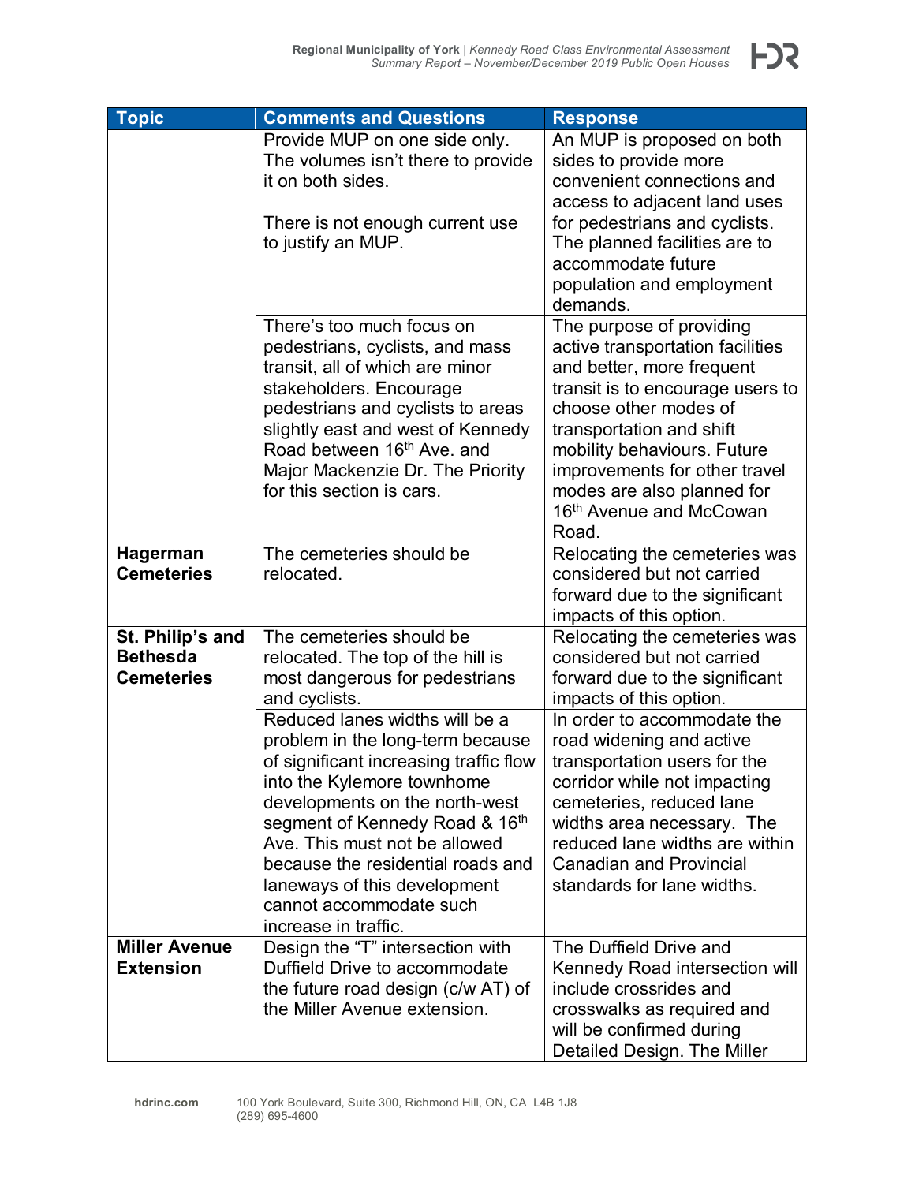| Topic | Comments and Questions | Response |
|---|---|---|
| | Provide MUP on one side only. The volumes isn't there to provide it on both sides.<br><br>There is not enough current use to justify an MUP. | An MUP is proposed on both sides to provide more convenient connections and access to adjacent land uses for pedestrians and cyclists. The planned facilities are to accommodate future population and employment demands. |
| | There's too much focus on pedestrians, cyclists, and mass transit, all of which are minor stakeholders. Encourage pedestrians and cyclists to areas slightly east and west of Kennedy Road between 16th Ave. and Major Mackenzie Dr. The Priority for this section is cars. | The purpose of providing active transportation facilities and better, more frequent transit is to encourage users to choose other modes of transportation and shift mobility behaviours. Future improvements for other travel modes are also planned for 16th Avenue and McCowan Road. |
| **Hagerman Cemeteries** | The cemeteries should be relocated. | Relocating the cemeteries was considered but not carried forward due to the significant impacts of this option. |
| **St. Philip's and Bethesda Cemeteries** | The cemeteries should be relocated. The top of the hill is most dangerous for pedestrians and cyclists. | Relocating the cemeteries was considered but not carried forward due to the significant impacts of this option. |
| | Reduced lanes widths will be a problem in the long-term because of significant increasing traffic flow into the Kylemore townhome developments on the north-west segment of Kennedy Road & 16th Ave. This must not be allowed because the residential roads and laneways of this development cannot accommodate such increase in traffic. | In order to accommodate the road widening and active transportation users for the corridor while not impacting cemeteries, reduced lane widths area necessary. The reduced lane widths are within Canadian and Provincial standards for lane widths. |
| **Miller Avenue Extension** | Design the "T" intersection with Duffield Drive to accommodate the future road design (c/w AT) of the Miller Avenue extension. | The Duffield Drive and Kennedy Road intersection will include crossrides and crosswalks as required and will be confirmed during Detailed Design. The Miller |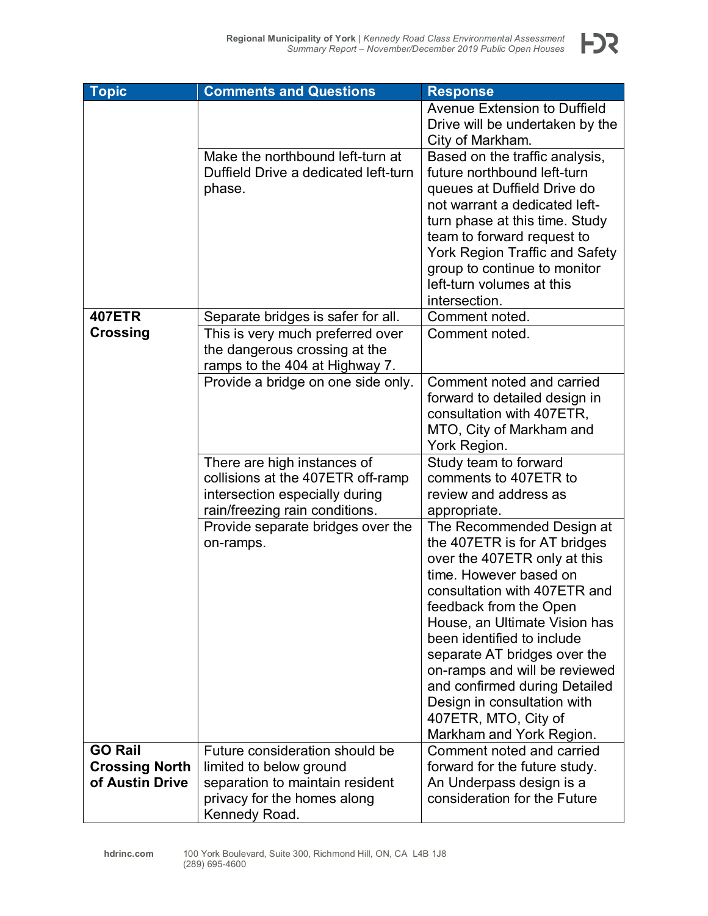| Topic | Comments and Questions | Response |
|---|---|---|
| | | Avenue Extension to Duffield Drive will be undertaken by the City of Markham. |
| | Make the northbound left-turn at Duffield Drive a dedicated left-turn phase. | Based on the traffic analysis, future northbound left-turn queues at Duffield Drive do not warrant a dedicated left-turn phase at this time. Study team to forward request to York Region Traffic and Safety group to continue to monitor left-turn volumes at this intersection. |
| **407ETR Crossing** | Separate bridges is safer for all. | Comment noted. |
| | This is very much preferred over the dangerous crossing at the ramps to the 404 at Highway 7. | Comment noted. |
| | Provide a bridge on one side only. | Comment noted and carried forward to detailed design in consultation with 407ETR, MTO, City of Markham and York Region. |
| | There are high instances of collisions at the 407ETR off-ramp intersection especially during rain/freezing rain conditions. | Study team to forward comments to 407ETR to review and address as appropriate. |
| | Provide separate bridges over the on-ramps. | The Recommended Design at the 407ETR is for AT bridges over the 407ETR only at this time. However based on consultation with 407ETR and feedback from the Open House, an Ultimate Vision has been identified to include separate AT bridges over the on-ramps and will be reviewed and confirmed during Detailed Design in consultation with 407ETR, MTO, City of Markham and York Region. |
| **GO Rail Crossing North of Austin Drive** | Future consideration should be limited to below ground separation to maintain resident privacy for the homes along Kennedy Road. | Comment noted and carried forward for the future study. An Underpass design is a consideration for the Future |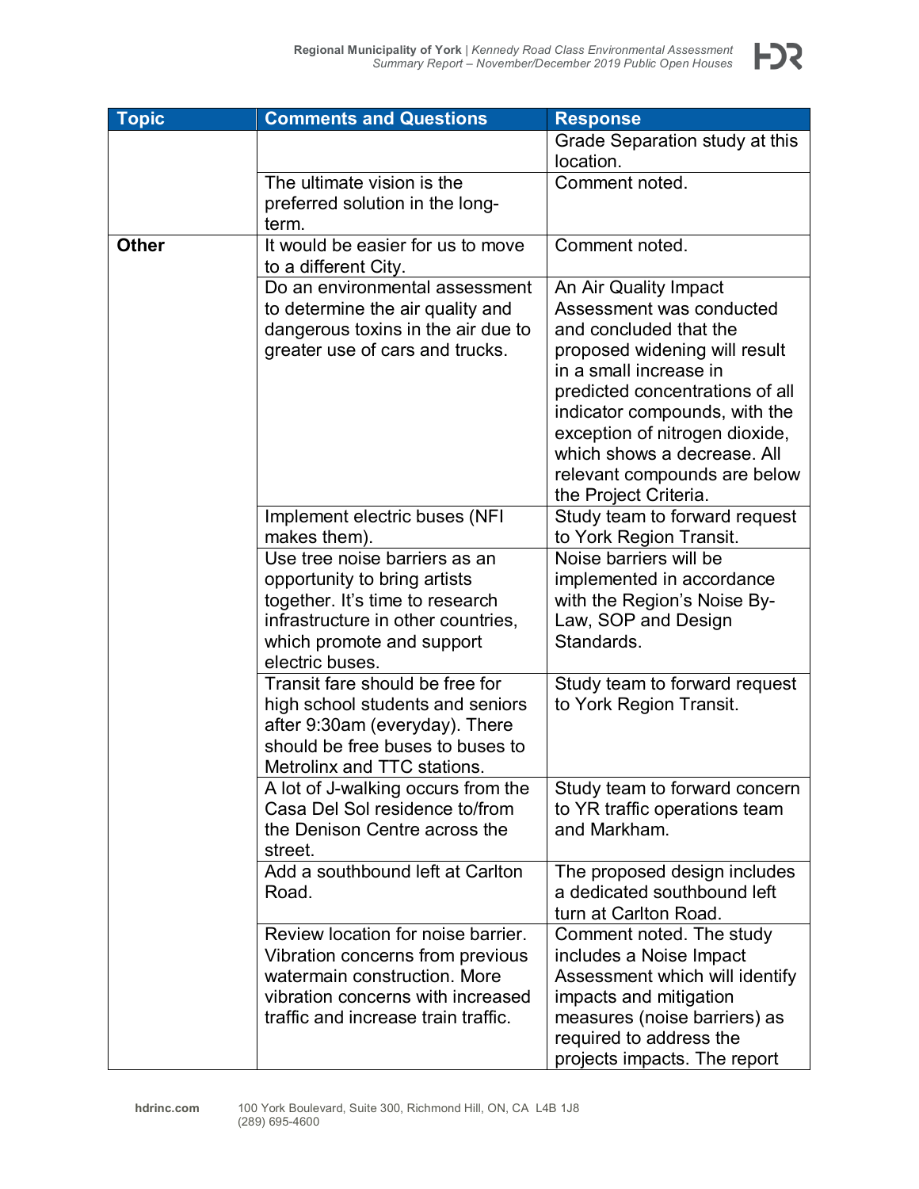| Topic | Comments and Questions | Response |
|---|---|---|
| | | Grade Separation study at this location. |
| | The ultimate vision is the preferred solution in the long-term. | Comment noted. |
| **Other** | It would be easier for us to move to a different City. | Comment noted. |
| | Do an environmental assessment to determine the air quality and dangerous toxins in the air due to greater use of cars and trucks. | An Air Quality Impact Assessment was conducted and concluded that the proposed widening will result in a small increase in predicted concentrations of all indicator compounds, with the exception of nitrogen dioxide, which shows a decrease. All relevant compounds are below the Project Criteria. |
| | Implement electric buses (NFI makes them). | Study team to forward request to York Region Transit. |
| | Use tree noise barriers as an opportunity to bring artists together. It's time to research infrastructure in other countries, which promote and support electric buses. | Noise barriers will be implemented in accordance with the Region's Noise By-Law, SOP and Design Standards. |
| | Transit fare should be free for high school students and seniors after 9:30am (everyday). There should be free buses to buses to Metrolinx and TTC stations. | Study team to forward request to York Region Transit. |
| | A lot of J-walking occurs from the Casa Del Sol residence to/from the Denison Centre across the street. | Study team to forward concern to YR traffic operations team and Markham. |
| | Add a southbound left at Carlton Road. | The proposed design includes a dedicated southbound left turn at Carlton Road. |
| | Review location for noise barrier. Vibration concerns from previous watermain construction. More vibration concerns with increased traffic and increase train traffic. | Comment noted. The study includes a Noise Impact Assessment which will identify impacts and mitigation measures (noise barriers) as required to address the projects impacts. The report |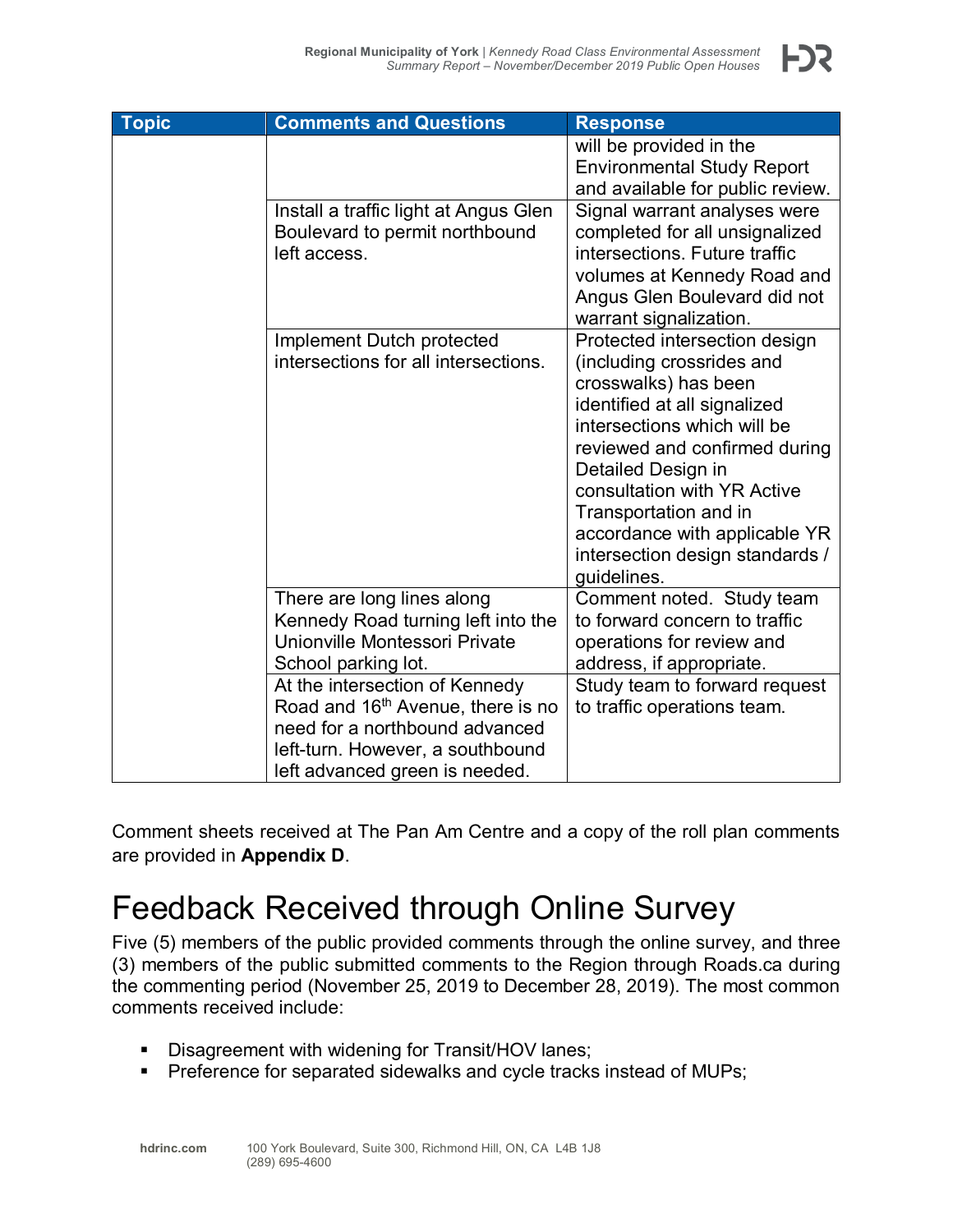| Topic | Comments and Questions | Response |
|---|---|---|
| | | will be provided in the Environmental Study Report and available for public review. |
| | Install a traffic light at Angus Glen Boulevard to permit northbound left access. | Signal warrant analyses were completed for all unsignalized intersections. Future traffic volumes at Kennedy Road and Angus Glen Boulevard did not warrant signalization. |
| | Implement Dutch protected intersections for all intersections. | Protected intersection design (including crossrides and crosswalks) has been identified at all signalized intersections which will be reviewed and confirmed during Detailed Design in consultation with YR Active Transportation and in accordance with applicable YR intersection design standards / guidelines. |
| | There are long lines along Kennedy Road turning left into the Unionville Montessori Private School parking lot. | Comment noted. Study team to forward concern to traffic operations for review and address, if appropriate. |
| | At the intersection of Kennedy Road and 16th Avenue, there is no need for a northbound advanced left-turn. However, a southbound left advanced green is needed. | Study team to forward request to traffic operations team. |

Comment sheets received at The Pan Am Centre and a copy of the roll plan comments are provided in **Appendix D**.

# Feedback Received through Online Survey

Five (5) members of the public provided comments through the online survey, and three (3) members of the public submitted comments to the Region through Roads.ca during the commenting period (November 25, 2019 to December 28, 2019). The most common comments received include:

- Disagreement with widening for Transit/HOV lanes;
- Preference for separated sidewalks and cycle tracks instead of MUPs;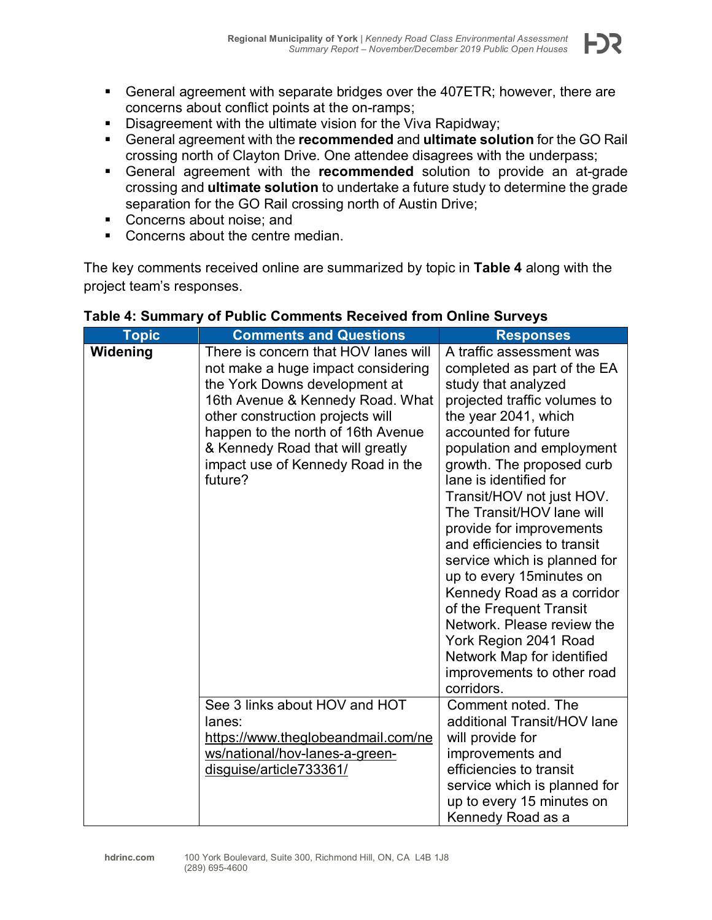- General agreement with separate bridges over the 407ETR; however, there are concerns about conflict points at the on-ramps;
- Disagreement with the ultimate vision for the Viva Rapidway;
- General agreement with the **recommended** and **ultimate solution** for the GO Rail crossing north of Clayton Drive. One attendee disagrees with the underpass;
- General agreement with the **recommended** solution to provide an at-grade crossing and **ultimate solution** to undertake a future study to determine the grade separation for the GO Rail crossing north of Austin Drive;
- Concerns about noise; and
- Concerns about the centre median.

The key comments received online are summarized by topic in **Table 4** along with the project team's responses.

**Table 4: Summary of Public Comments Received from Online Surveys**

| Topic | Comments and Questions | Responses |
|---|---|---|
| **Widening** | There is concern that HOV lanes will not make a huge impact considering the York Downs development at 16th Avenue & Kennedy Road. What other construction projects will happen to the north of 16th Avenue & Kennedy Road that will greatly impact use of Kennedy Road in the future? | A traffic assessment was completed as part of the EA study that analyzed projected traffic volumes to the year 2041, which accounted for future population and employment growth. The proposed curb lane is identified for Transit/HOV not just HOV. The Transit/HOV lane will provide for improvements and efficiencies to transit service which is planned for up to every 15minutes on Kennedy Road as a corridor of the Frequent Transit Network. Please review the York Region 2041 Road Network Map for identified improvements to other road corridors. |
| | See 3 links about HOV and HOT lanes: https://www.theglobeandmail.com/news/national/hov-lanes-a-green-disguise/article733361/ | Comment noted. The additional Transit/HOV lane will provide for improvements and efficiencies to transit service which is planned for up to every 15 minutes on Kennedy Road as a |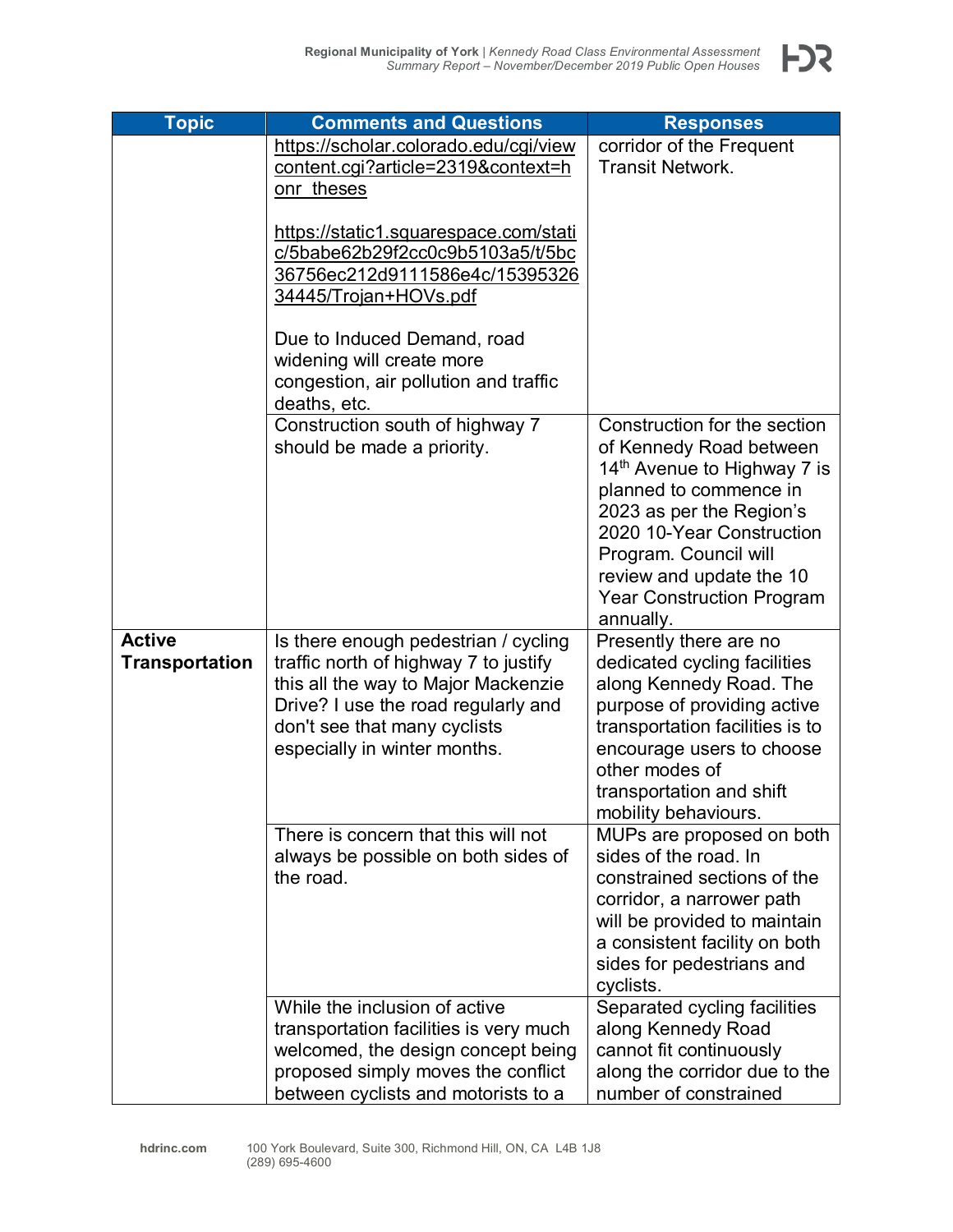| Topic | Comments and Questions | Responses |
|---|---|---|
| | https://scholar.colorado.edu/cgi/viewcontent.cgi?article=2319&context=honr_theses <br><br> https://static1.squarespace.com/static/5babe62b29f2cc0c9b5103a5/t/5bc36756ec212d9111586e4c/1539532634445/Trojan+HOVs.pdf <br><br> Due to Induced Demand, road widening will create more congestion, air pollution and traffic deaths, etc. | corridor of the Frequent Transit Network. |
| | Construction south of highway 7 should be made a priority. | Construction for the section of Kennedy Road between 14th Avenue to Highway 7 is planned to commence in 2023 as per the Region's 2020 10-Year Construction Program. Council will review and update the 10 Year Construction Program annually. |
| **Active Transportation** | Is there enough pedestrian / cycling traffic north of highway 7 to justify this all the way to Major Mackenzie Drive? I use the road regularly and don't see that many cyclists especially in winter months. | Presently there are no dedicated cycling facilities along Kennedy Road. The purpose of providing active transportation facilities is to encourage users to choose other modes of transportation and shift mobility behaviours. |
| | There is concern that this will not always be possible on both sides of the road. | MUPs are proposed on both sides of the road. In constrained sections of the corridor, a narrower path will be provided to maintain a consistent facility on both sides for pedestrians and cyclists. |
| | While the inclusion of active transportation facilities is very much welcomed, the design concept being proposed simply moves the conflict between cyclists and motorists to a | Separated cycling facilities along Kennedy Road cannot fit continuously along the corridor due to the number of constrained |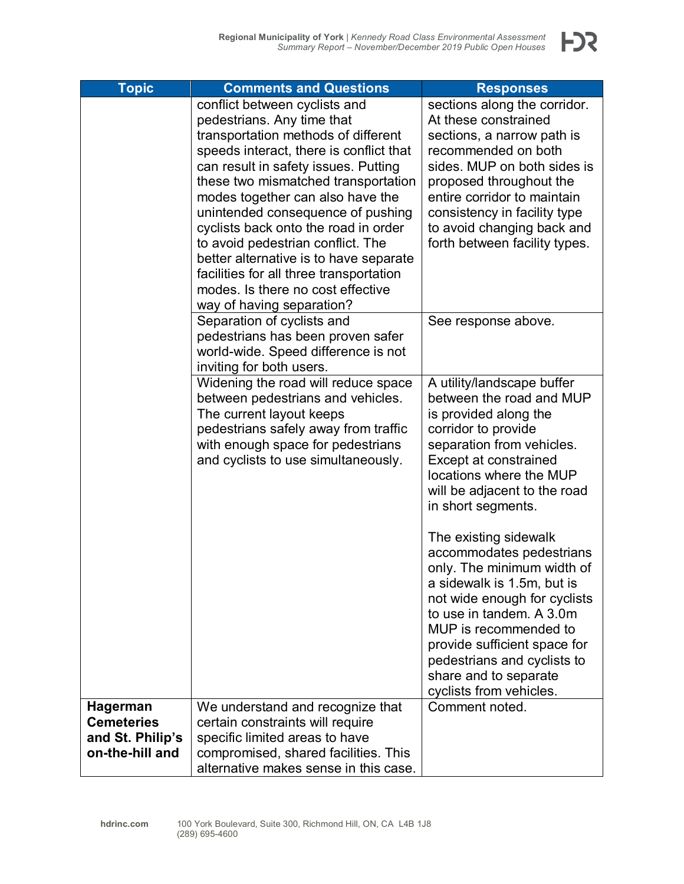| Topic | Comments and Questions | Responses |
|---|---|---|
| | conflict between cyclists and pedestrians. Any time that transportation methods of different speeds interact, there is conflict that can result in safety issues. Putting these two mismatched transportation modes together can also have the unintended consequence of pushing cyclists back onto the road in order to avoid pedestrian conflict. The better alternative is to have separate facilities for all three transportation modes. Is there no cost effective way of having separation? | sections along the corridor. At these constrained sections, a narrow path is recommended on both sides. MUP on both sides is proposed throughout the entire corridor to maintain consistency in facility type to avoid changing back and forth between facility types. |
| | Separation of cyclists and pedestrians has been proven safer world-wide. Speed difference is not inviting for both users. | See response above. |
| | Widening the road will reduce space between pedestrians and vehicles. The current layout keeps pedestrians safely away from traffic with enough space for pedestrians and cyclists to use simultaneously. | A utility/landscape buffer between the road and MUP is provided along the corridor to provide separation from vehicles. Except at constrained locations where the MUP will be adjacent to the road in short segments.<br><br>The existing sidewalk accommodates pedestrians only. The minimum width of a sidewalk is 1.5m, but is not wide enough for cyclists to use in tandem. A 3.0m MUP is recommended to provide sufficient space for pedestrians and cyclists to share and to separate cyclists from vehicles. |
| **Hagerman Cemeteries and St. Philip's on-the-hill and** | We understand and recognize that certain constraints will require specific limited areas to have compromised, shared facilities. This alternative makes sense in this case. | Comment noted. |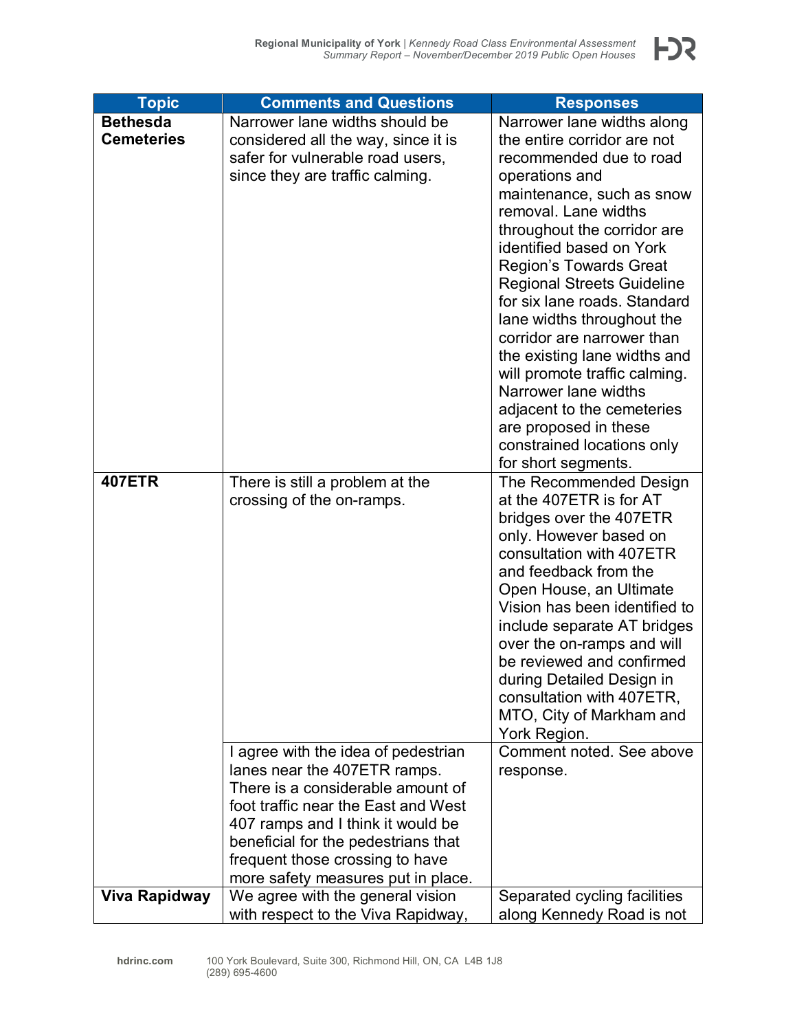| Topic | Comments and Questions | Responses |
|---|---|---|
| **Bethesda Cemeteries** | Narrower lane widths should be considered all the way, since it is safer for vulnerable road users, since they are traffic calming. | Narrower lane widths along the entire corridor are not recommended due to road operations and maintenance, such as snow removal. Lane widths throughout the corridor are identified based on York Region's Towards Great Regional Streets Guideline for six lane roads. Standard lane widths throughout the corridor are narrower than the existing lane widths and will promote traffic calming. Narrower lane widths adjacent to the cemeteries are proposed in these constrained locations only for short segments. |
| **407ETR** | There is still a problem at the crossing of the on-ramps. | The Recommended Design at the 407ETR is for AT bridges over the 407ETR only. However based on consultation with 407ETR and feedback from the Open House, an Ultimate Vision has been identified to include separate AT bridges over the on-ramps and will be reviewed and confirmed during Detailed Design in consultation with 407ETR, MTO, City of Markham and York Region. |
| | I agree with the idea of pedestrian lanes near the 407ETR ramps. There is a considerable amount of foot traffic near the East and West 407 ramps and I think it would be beneficial for the pedestrians that frequent those crossing to have more safety measures put in place. | Comment noted. See above response. |
| **Viva Rapidway** | We agree with the general vision with respect to the Viva Rapidway, | Separated cycling facilities along Kennedy Road is not |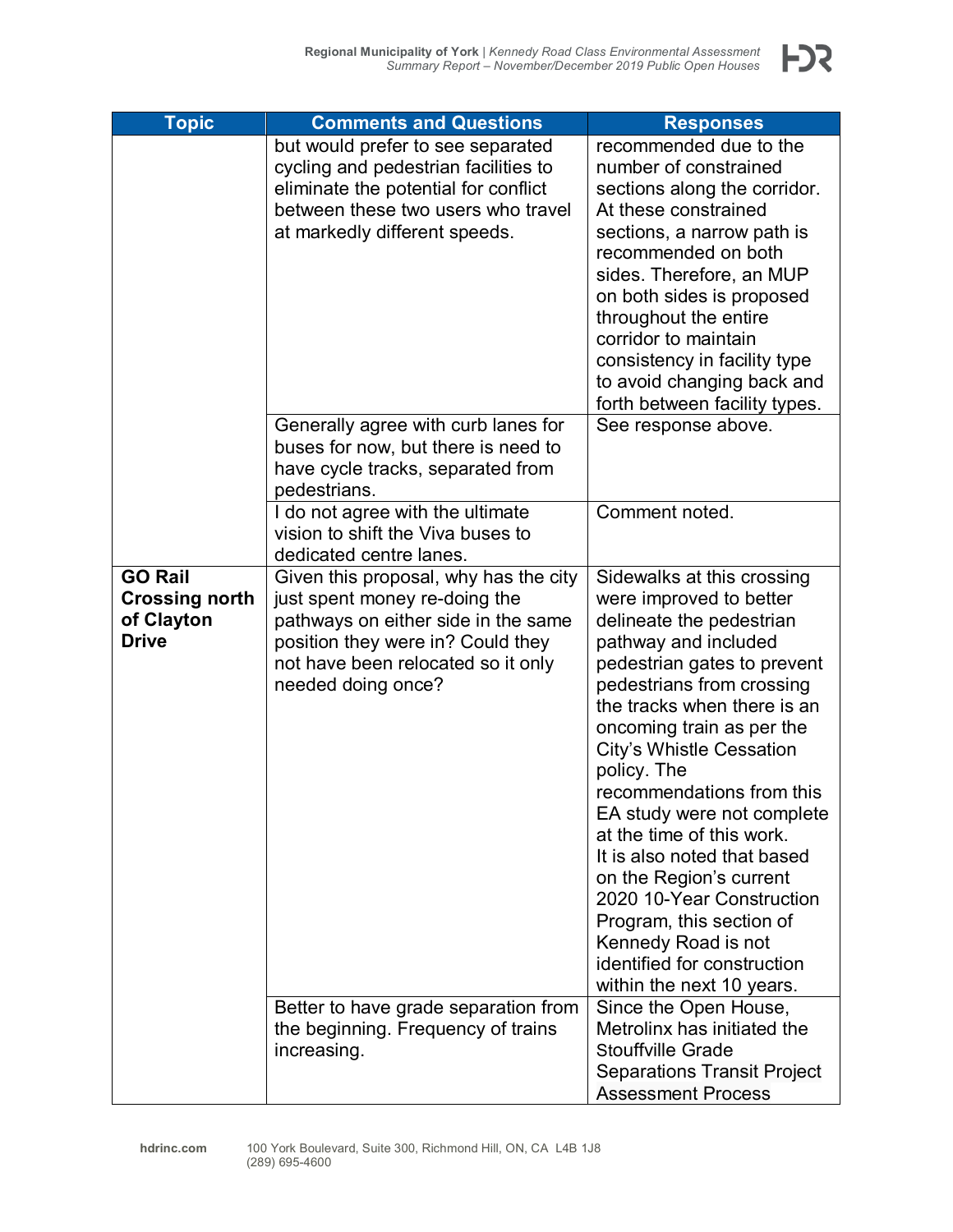| Topic | Comments and Questions | Responses |
|---|---|---|
| | but would prefer to see separated cycling and pedestrian facilities to eliminate the potential for conflict between these two users who travel at markedly different speeds. | recommended due to the number of constrained sections along the corridor. At these constrained sections, a narrow path is recommended on both sides. Therefore, an MUP on both sides is proposed throughout the entire corridor to maintain consistency in facility type to avoid changing back and forth between facility types. |
| | Generally agree with curb lanes for buses for now, but there is need to have cycle tracks, separated from pedestrians. | See response above. |
| | I do not agree with the ultimate vision to shift the Viva buses to dedicated centre lanes. | Comment noted. |
| **GO Rail Crossing north of Clayton Drive** | Given this proposal, why has the city just spent money re-doing the pathways on either side in the same position they were in? Could they not have been relocated so it only needed doing once? | Sidewalks at this crossing were improved to better delineate the pedestrian pathway and included pedestrian gates to prevent pedestrians from crossing the tracks when there is an oncoming train as per the City's Whistle Cessation policy. The recommendations from this EA study were not complete at the time of this work. It is also noted that based on the Region's current 2020 10-Year Construction Program, this section of Kennedy Road is not identified for construction within the next 10 years. |
| | Better to have grade separation from the beginning. Frequency of trains increasing. | Since the Open House, Metrolinx has initiated the Stouffville Grade Separations Transit Project Assessment Process |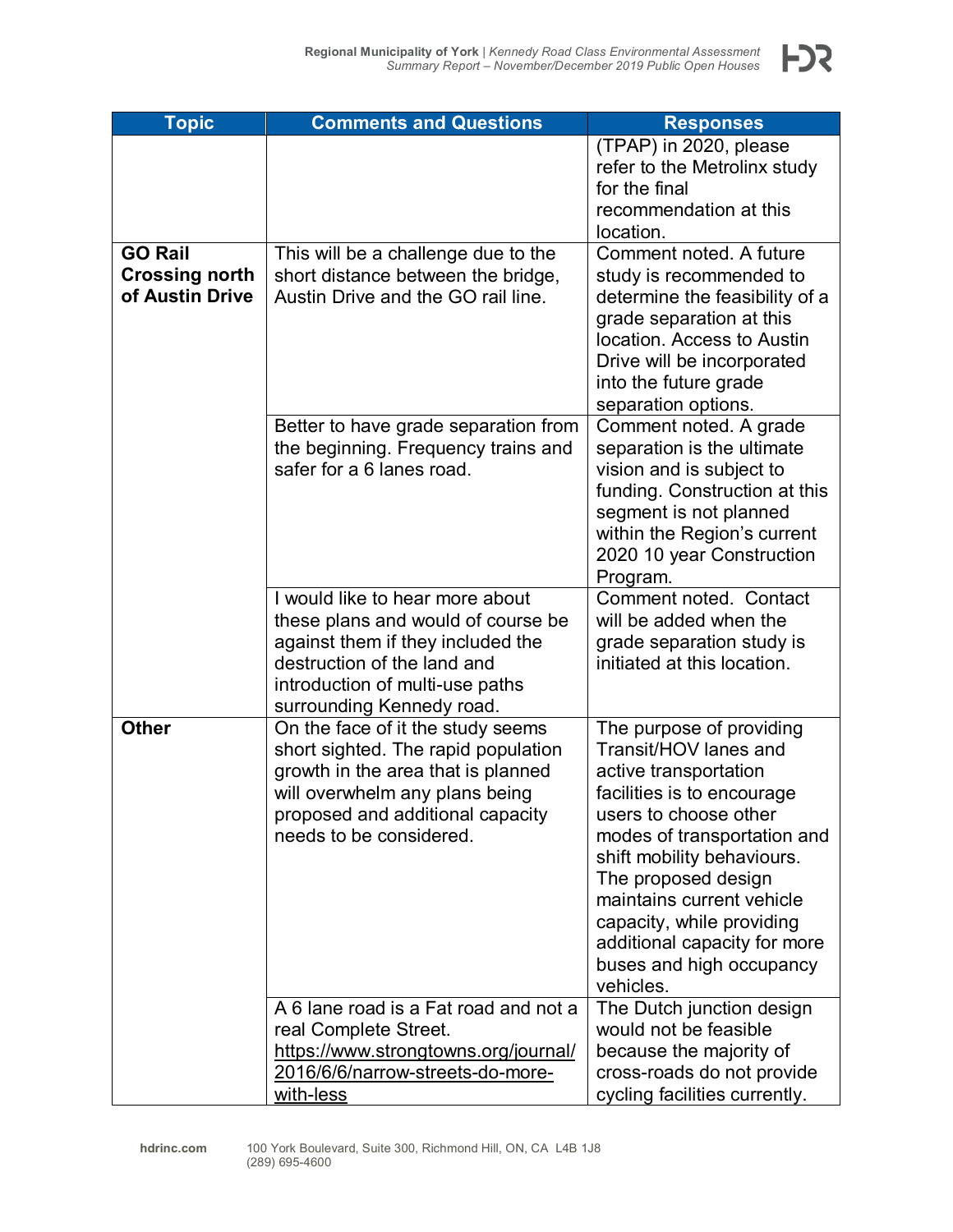| Topic | Comments and Questions | Responses |
|---|---|---|
| | | (TPAP) in 2020, please refer to the Metrolinx study for the final recommendation at this location. |
| **GO Rail Crossing north of Austin Drive** | This will be a challenge due to the short distance between the bridge, Austin Drive and the GO rail line. | Comment noted. A future study is recommended to determine the feasibility of a grade separation at this location. Access to Austin Drive will be incorporated into the future grade separation options. |
| | Better to have grade separation from the beginning. Frequency trains and safer for a 6 lanes road. | Comment noted. A grade separation is the ultimate vision and is subject to funding. Construction at this segment is not planned within the Region's current 2020 10 year Construction Program. |
| | I would like to hear more about these plans and would of course be against them if they included the destruction of the land and introduction of multi-use paths surrounding Kennedy road. | Comment noted. Contact will be added when the grade separation study is initiated at this location. |
| **Other** | On the face of it the study seems short sighted. The rapid population growth in the area that is planned will overwhelm any plans being proposed and additional capacity needs to be considered. | The purpose of providing Transit/HOV lanes and active transportation facilities is to encourage users to choose other modes of transportation and shift mobility behaviours. The proposed design maintains current vehicle capacity, while providing additional capacity for more buses and high occupancy vehicles. |
| | A 6 lane road is a Fat road and not a real Complete Street. https://www.strongtowns.org/journal/2016/6/6/narrow-streets-do-more-with-less | The Dutch junction design would not be feasible because the majority of cross-roads do not provide cycling facilities currently. |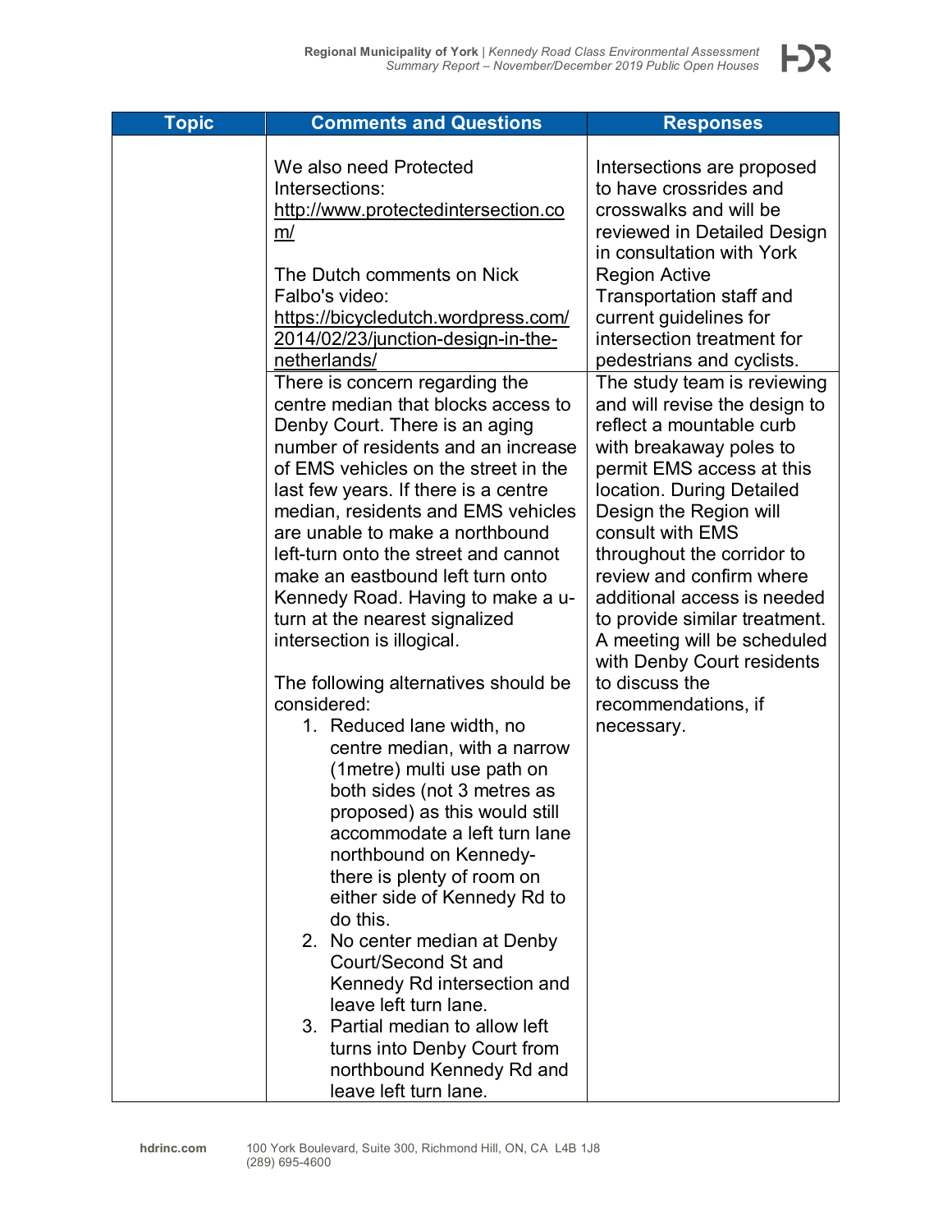| Topic | Comments and Questions | Responses |
| --- | --- | --- |
| | We also need Protected Intersections: http://www.protectedintersection.com/ <br><br> The Dutch comments on Nick Falbo's video: https://bicycledutch.wordpress.com/2014/02/23/junction-design-in-the-netherlands/ | Intersections are proposed to have crossrides and crosswalks and will be reviewed in Detailed Design in consultation with York Region Active Transportation staff and current guidelines for intersection treatment for pedestrians and cyclists. |
| | There is concern regarding the centre median that blocks access to Denby Court. There is an aging number of residents and an increase of EMS vehicles on the street in the last few years. If there is a centre median, residents and EMS vehicles are unable to make a northbound left-turn onto the street and cannot make an eastbound left turn onto Kennedy Road. Having to make a u-turn at the nearest signalized intersection is illogical. <br><br> The following alternatives should be considered: <br> 1. Reduced lane width, no centre median, with a narrow (1metre) multi use path on both sides (not 3 metres as proposed) as this would still accommodate a left turn lane northbound on Kennedy- there is plenty of room on either side of Kennedy Rd to do this. <br> 2. No center median at Denby Court/Second St and Kennedy Rd intersection and leave left turn lane. <br> 3. Partial median to allow left turns into Denby Court from northbound Kennedy Rd and leave left turn lane. | The study team is reviewing and will revise the design to reflect a mountable curb with breakaway poles to permit EMS access at this location. During Detailed Design the Region will consult with EMS throughout the corridor to review and confirm where additional access is needed to provide similar treatment. A meeting will be scheduled with Denby Court residents to discuss the recommendations, if necessary. |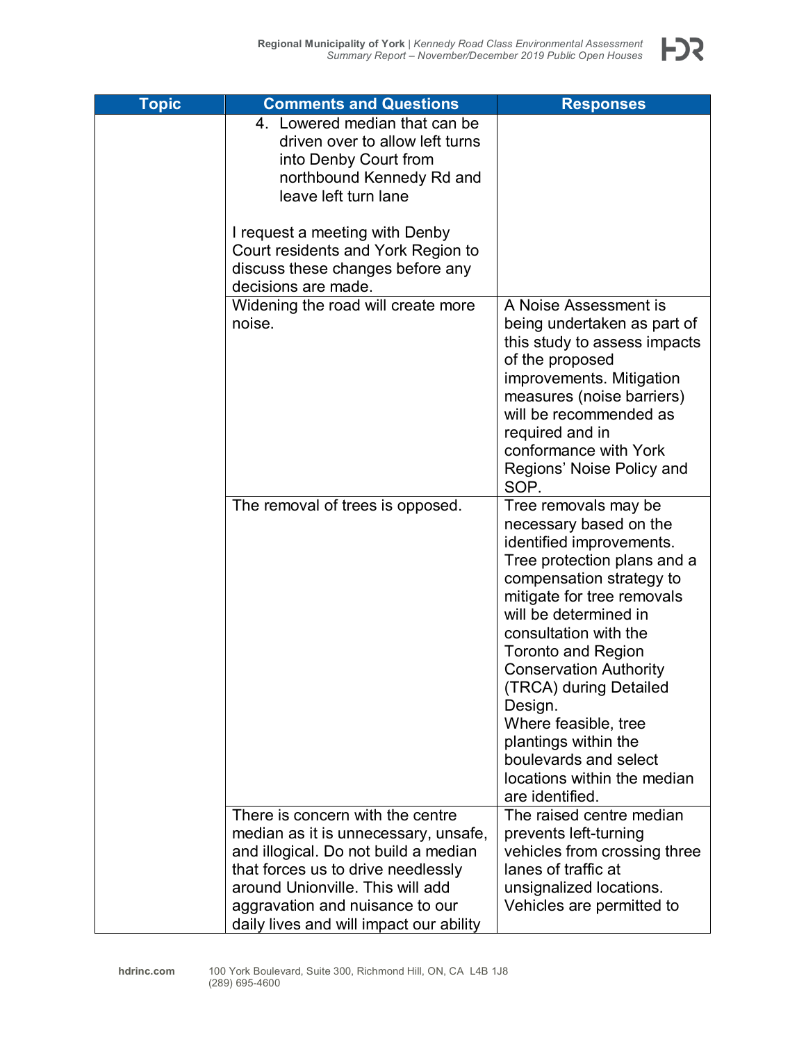| Topic | Comments and Questions | Responses |
|---|---|---|
| | 4. Lowered median that can be driven over to allow left turns into Denby Court from northbound Kennedy Rd and leave left turn lane<br><br>I request a meeting with Denby Court residents and York Region to discuss these changes before any decisions are made. | |
| | Widening the road will create more noise. | A Noise Assessment is being undertaken as part of this study to assess impacts of the proposed improvements. Mitigation measures (noise barriers) will be recommended as required and in conformance with York Regions' Noise Policy and SOP. |
| | The removal of trees is opposed. | Tree removals may be necessary based on the identified improvements. Tree protection plans and a compensation strategy to mitigate for tree removals will be determined in consultation with the Toronto and Region Conservation Authority (TRCA) during Detailed Design.<br>Where feasible, tree plantings within the boulevards and select locations within the median are identified. |
| | There is concern with the centre median as it is unnecessary, unsafe, and illogical. Do not build a median that forces us to drive needlessly around Unionville. This will add aggravation and nuisance to our daily lives and will impact our ability | The raised centre median prevents left-turning vehicles from crossing three lanes of traffic at unsignalized locations. Vehicles are permitted to |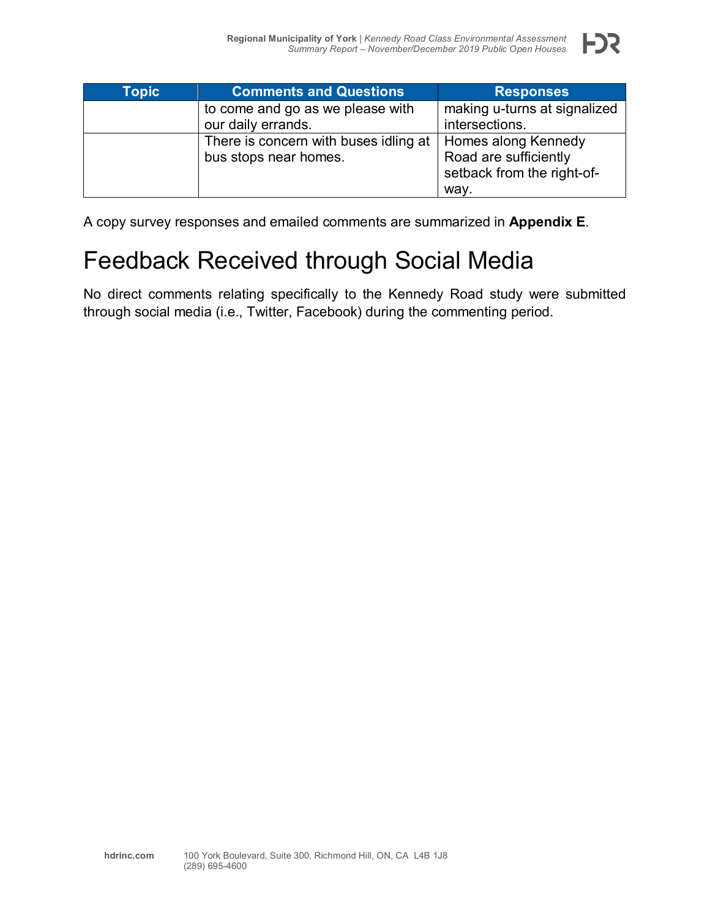| Topic | Comments and Questions | Responses |
| --- | --- | --- |
| | to come and go as we please with our daily errands. | making u-turns at signalized intersections. |
| | There is concern with buses idling at bus stops near homes. | Homes along Kennedy Road are sufficiently setback from the right-of-way. |

A copy survey responses and emailed comments are summarized in **Appendix E**.

# Feedback Received through Social Media

No direct comments relating specifically to the Kennedy Road study were submitted through social media (i.e., Twitter, Facebook) during the commenting period.